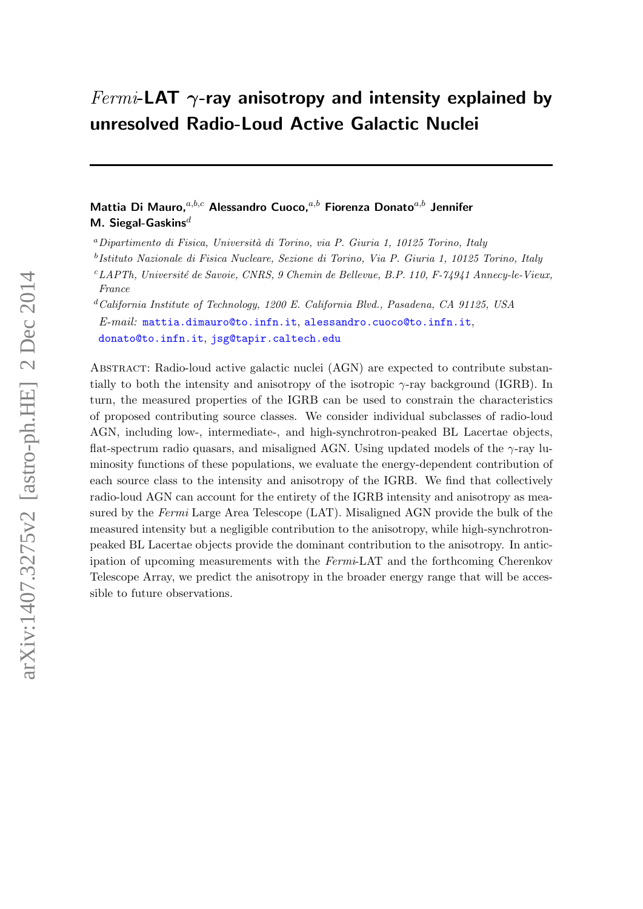# *Fermi*-LAT $\gamma$-ray anisotropy and intensity explained by unresolved Radio-Loud Active Galactic Nuclei

**Mattia Di Mauro,**[a,b,c] **Alessandro Cuoco,**[a,b] **Fiorenza Donato**[a,b] **Jennifer M. Siegal-Gaskins**[d]

[a] *Dipartimento di Fisica, Università di Torino, via P. Giuria 1, 10125 Torino, Italy*

[b] *Istituto Nazionale di Fisica Nucleare, Sezione di Torino, Via P. Giuria 1, 10125 Torino, Italy*

[c] *LAPTh, Université de Savoie, CNRS, 9 Chemin de Bellevue, B.P. 110, F-74941 Annecy-le-Vieux, France*

[d] *California Institute of Technology, 1200 E. California Blvd., Pasadena, CA 91125, USA*

*E-mail:* mattia.dimauro@to.infn.it, alessandro.cuoco@to.infn.it, donato@to.infn.it, jsg@tapir.caltech.edu

Abstract: Radio-loud active galactic nuclei (AGN) are expected to contribute substantially to both the intensity and anisotropy of the isotropic $\gamma$-ray background (IGRB). In turn, the measured properties of the IGRB can be used to constrain the characteristics of proposed contributing source classes. We consider individual subclasses of radio-loud AGN, including low-, intermediate-, and high-synchrotron-peaked BL Lacertae objects, flat-spectrum radio quasars, and misaligned AGN. Using updated models of the $\gamma$-ray luminosity functions of these populations, we evaluate the energy-dependent contribution of each source class to the intensity and anisotropy of the IGRB. We find that collectively radio-loud AGN can account for the entirety of the IGRB intensity and anisotropy as measured by the *Fermi* Large Area Telescope (LAT). Misaligned AGN provide the bulk of the measured intensity but a negligible contribution to the anisotropy, while high-synchrotron-peaked BL Lacertae objects provide the dominant contribution to the anisotropy. In anticipation of upcoming measurements with the *Fermi*-LAT and the forthcoming Cherenkov Telescope Array, we predict the anisotropy in the broader energy range that will be accessible to future observations.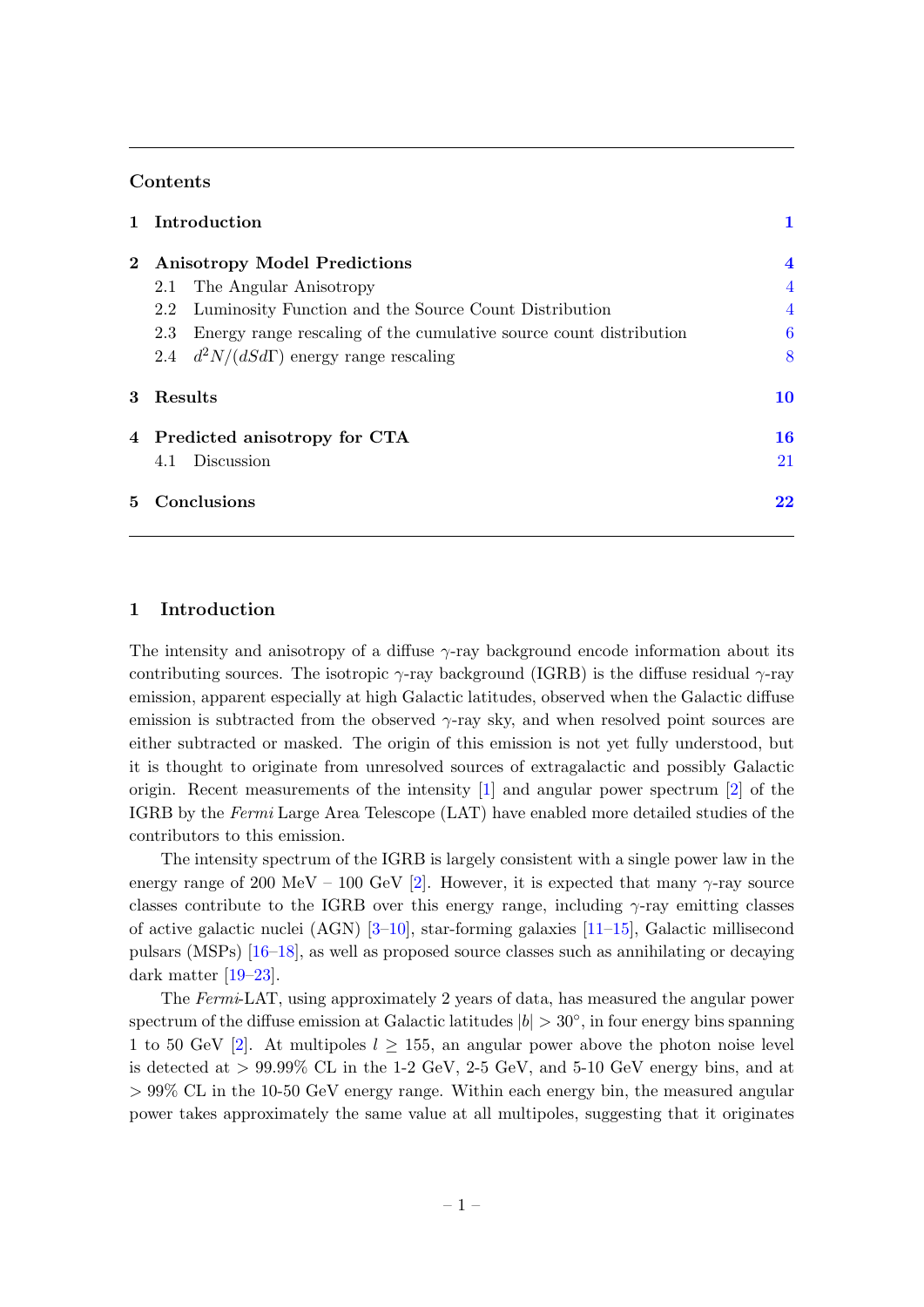## Contents

| | | |
|---|---|---|
| **1** | **Introduction** | **1** |
| **2** | **Anisotropy Model Predictions** | **4** |
| 2.1 | The Angular Anisotropy | 4 |
| 2.2 | Luminosity Function and the Source Count Distribution | 4 |
| 2.3 | Energy range rescaling of the cumulative source count distribution | 6 |
| 2.4 | $d^2N/(dSd\Gamma)$ energy range rescaling | 8 |
| **3** | **Results** | **10** |
| **4** | **Predicted anisotropy for CTA** | **16** |
| 4.1 | Discussion | 21 |
| **5** | **Conclusions** | **22** |

# 1 Introduction

The intensity and anisotropy of a diffuse $\gamma$-ray background encode information about its contributing sources. The isotropic $\gamma$-ray background (IGRB) is the diffuse residual $\gamma$-ray emission, apparent especially at high Galactic latitudes, observed when the Galactic diffuse emission is subtracted from the observed $\gamma$-ray sky, and when resolved point sources are either subtracted or masked. The origin of this emission is not yet fully understood, but it is thought to originate from unresolved sources of extragalactic and possibly Galactic origin. Recent measurements of the intensity [1] and angular power spectrum [2] of the IGRB by the *Fermi* Large Area Telescope (LAT) have enabled more detailed studies of the contributors to this emission.

The intensity spectrum of the IGRB is largely consistent with a single power law in the energy range of 200 MeV – 100 GeV [2]. However, it is expected that many $\gamma$-ray source classes contribute to the IGRB over this energy range, including $\gamma$-ray emitting classes of active galactic nuclei (AGN) [3–10], star-forming galaxies [11–15], Galactic millisecond pulsars (MSPs) [16–18], as well as proposed source classes such as annihilating or decaying dark matter [19–23].

The *Fermi*-LAT, using approximately 2 years of data, has measured the angular power spectrum of the diffuse emission at Galactic latitudes $|b| > 30°$, in four energy bins spanning 1 to 50 GeV [2]. At multipoles $l \geq 155$, an angular power above the photon noise level is detected at $> 99.99\%$ CL in the 1-2 GeV, 2-5 GeV, and 5-10 GeV energy bins, and at $> 99\%$ CL in the 10-50 GeV energy range. Within each energy bin, the measured angular power takes approximately the same value at all multipoles, suggesting that it originates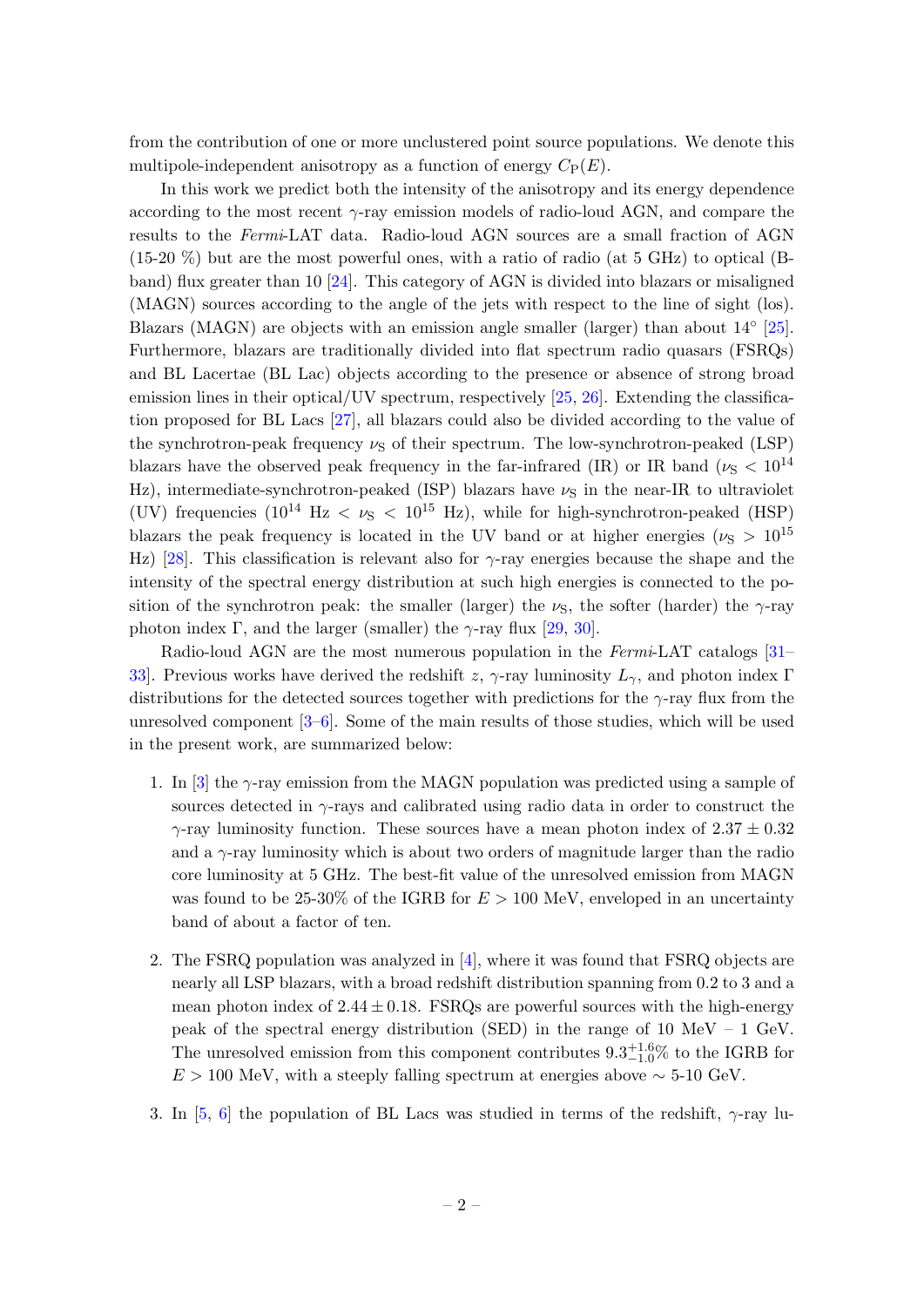from the contribution of one or more unclustered point source populations. We denote this multipole-independent anisotropy as a function of energy $C_{\rm P}(E)$.

In this work we predict both the intensity of the anisotropy and its energy dependence according to the most recent $\gamma$-ray emission models of radio-loud AGN, and compare the results to the *Fermi*-LAT data. Radio-loud AGN sources are a small fraction of AGN (15-20 %) but are the most powerful ones, with a ratio of radio (at 5 GHz) to optical (B-band) flux greater than 10 [24]. This category of AGN is divided into blazars or misaligned (MAGN) sources according to the angle of the jets with respect to the line of sight (los). Blazars (MAGN) are objects with an emission angle smaller (larger) than about 14° [25]. Furthermore, blazars are traditionally divided into flat spectrum radio quasars (FSRQs) and BL Lacertae (BL Lac) objects according to the presence or absence of strong broad emission lines in their optical/UV spectrum, respectively [25, 26]. Extending the classification proposed for BL Lacs [27], all blazars could also be divided according to the value of the synchrotron-peak frequency $\nu_{\rm S}$ of their spectrum. The low-synchrotron-peaked (LSP) blazars have the observed peak frequency in the far-infrared (IR) or IR band ($\nu_{\rm S} < 10^{14}$ Hz), intermediate-synchrotron-peaked (ISP) blazars have $\nu_{\rm S}$ in the near-IR to ultraviolet (UV) frequencies ($10^{14}$ Hz $< \nu_{\rm S} < 10^{15}$ Hz), while for high-synchrotron-peaked (HSP) blazars the peak frequency is located in the UV band or at higher energies ($\nu_{\rm S} > 10^{15}$ Hz) [28]. This classification is relevant also for $\gamma$-ray energies because the shape and the intensity of the spectral energy distribution at such high energies is connected to the position of the synchrotron peak: the smaller (larger) the $\nu_{\rm S}$, the softer (harder) the $\gamma$-ray photon index $\Gamma$, and the larger (smaller) the $\gamma$-ray flux [29, 30].

Radio-loud AGN are the most numerous population in the *Fermi*-LAT catalogs [31–33]. Previous works have derived the redshift $z$, $\gamma$-ray luminosity $L_\gamma$, and photon index $\Gamma$ distributions for the detected sources together with predictions for the $\gamma$-ray flux from the unresolved component [3–6]. Some of the main results of those studies, which will be used in the present work, are summarized below:

1. In [3] the $\gamma$-ray emission from the MAGN population was predicted using a sample of sources detected in $\gamma$-rays and calibrated using radio data in order to construct the $\gamma$-ray luminosity function. These sources have a mean photon index of $2.37 \pm 0.32$ and a $\gamma$-ray luminosity which is about two orders of magnitude larger than the radio core luminosity at 5 GHz. The best-fit value of the unresolved emission from MAGN was found to be 25-30% of the IGRB for $E > 100$ MeV, enveloped in an uncertainty band of about a factor of ten.

2. The FSRQ population was analyzed in [4], where it was found that FSRQ objects are nearly all LSP blazars, with a broad redshift distribution spanning from 0.2 to 3 and a mean photon index of $2.44 \pm 0.18$. FSRQs are powerful sources with the high-energy peak of the spectral energy distribution (SED) in the range of 10 MeV – 1 GeV. The unresolved emission from this component contributes $9.3^{+1.6}_{-1.0}$% to the IGRB for $E > 100$ MeV, with a steeply falling spectrum at energies above $\sim$ 5-10 GeV.

3. In [5, 6] the population of BL Lacs was studied in terms of the redshift, $\gamma$-ray lu-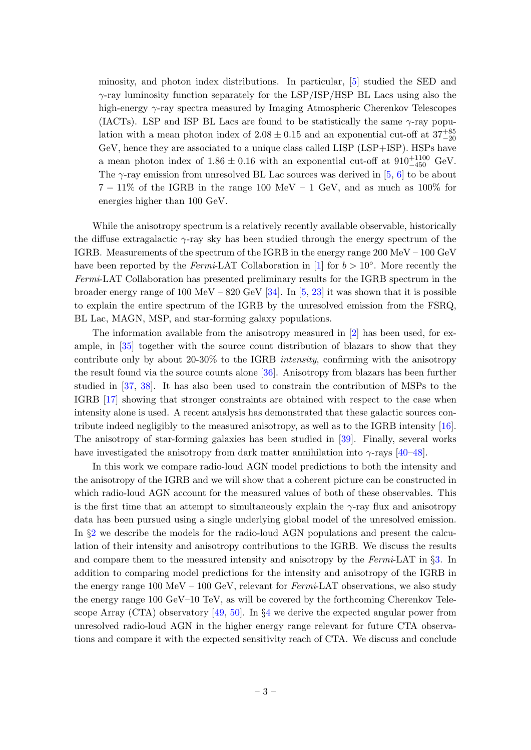minosity, and photon index distributions. In particular, [5] studied the SED and $\gamma$-ray luminosity function separately for the LSP/ISP/HSP BL Lacs using also the high-energy $\gamma$-ray spectra measured by Imaging Atmospheric Cherenkov Telescopes (IACTs). LSP and ISP BL Lacs are found to be statistically the same $\gamma$-ray population with a mean photon index of $2.08 \pm 0.15$ and an exponential cut-off at $37^{+85}_{-20}$ GeV, hence they are associated to a unique class called LISP (LSP+ISP). HSPs have a mean photon index of $1.86 \pm 0.16$ with an exponential cut-off at $910^{+1100}_{-450}$ GeV. The $\gamma$-ray emission from unresolved BL Lac sources was derived in [5, 6] to be about $7 - 11\%$ of the IGRB in the range 100 MeV – 1 GeV, and as much as 100% for energies higher than 100 GeV.

While the anisotropy spectrum is a relatively recently available observable, historically the diffuse extragalactic $\gamma$-ray sky has been studied through the energy spectrum of the IGRB. Measurements of the spectrum of the IGRB in the energy range 200 MeV – 100 GeV have been reported by the *Fermi*-LAT Collaboration in [1] for $b > 10^{\circ}$. More recently the *Fermi*-LAT Collaboration has presented preliminary results for the IGRB spectrum in the broader energy range of 100 MeV – 820 GeV [34]. In [5, 23] it was shown that it is possible to explain the entire spectrum of the IGRB by the unresolved emission from the FSRQ, BL Lac, MAGN, MSP, and star-forming galaxy populations.

The information available from the anisotropy measured in [2] has been used, for example, in [35] together with the source count distribution of blazars to show that they contribute only by about 20-30% to the IGRB *intensity*, confirming with the anisotropy the result found via the source counts alone [36]. Anisotropy from blazars has been further studied in [37, 38]. It has also been used to constrain the contribution of MSPs to the IGRB [17] showing that stronger constraints are obtained with respect to the case when intensity alone is used. A recent analysis has demonstrated that these galactic sources contribute indeed negligibly to the measured anisotropy, as well as to the IGRB intensity [16]. The anisotropy of star-forming galaxies has been studied in [39]. Finally, several works have investigated the anisotropy from dark matter annihilation into $\gamma$-rays [40–48].

In this work we compare radio-loud AGN model predictions to both the intensity and the anisotropy of the IGRB and we will show that a coherent picture can be constructed in which radio-loud AGN account for the measured values of both of these observables. This is the first time that an attempt to simultaneously explain the $\gamma$-ray flux and anisotropy data has been pursued using a single underlying global model of the unresolved emission. In §2 we describe the models for the radio-loud AGN populations and present the calculation of their intensity and anisotropy contributions to the IGRB. We discuss the results and compare them to the measured intensity and anisotropy by the *Fermi*-LAT in §3. In addition to comparing model predictions for the intensity and anisotropy of the IGRB in the energy range 100 MeV – 100 GeV, relevant for *Fermi*-LAT observations, we also study the energy range 100 GeV–10 TeV, as will be covered by the forthcoming Cherenkov Telescope Array (CTA) observatory [49, 50]. In §4 we derive the expected angular power from unresolved radio-loud AGN in the higher energy range relevant for future CTA observations and compare it with the expected sensitivity reach of CTA. We discuss and conclude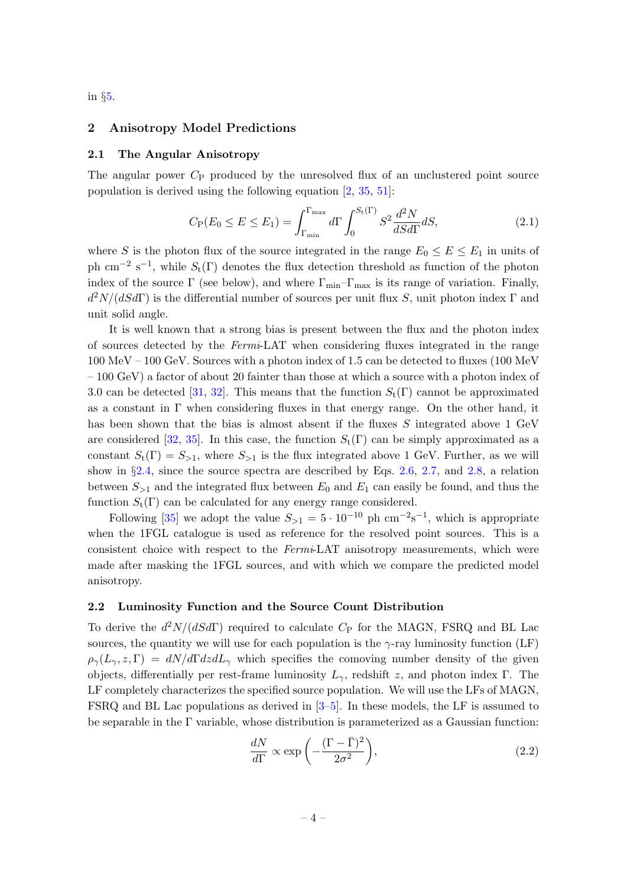in §5.

## 2 Anisotropy Model Predictions

### 2.1 The Angular Anisotropy

The angular power $C_{\rm P}$ produced by the unresolved flux of an unclustered point source population is derived using the following equation [2, 35, 51]:

$$C_{\rm P}(E_0 \leq E \leq E_1) = \int_{\Gamma_{\rm min}}^{\Gamma_{\rm max}} d\Gamma \int_0^{S_{\rm t}(\Gamma)} S^2 \frac{d^2N}{dSd\Gamma} dS, \tag{2.1}$$

where $S$ is the photon flux of the source integrated in the range $E_0 \leq E \leq E_1$ in units of ph cm$^{-2}$ s$^{-1}$, while $S_{\rm t}(\Gamma)$ denotes the flux detection threshold as function of the photon index of the source $\Gamma$ (see below), and where $\Gamma_{\rm min}$–$\Gamma_{\rm max}$ is its range of variation. Finally, $d^2N/(dSd\Gamma)$ is the differential number of sources per unit flux $S$, unit photon index $\Gamma$ and unit solid angle.

It is well known that a strong bias is present between the flux and the photon index of sources detected by the *Fermi*-LAT when considering fluxes integrated in the range 100 MeV – 100 GeV. Sources with a photon index of 1.5 can be detected to fluxes (100 MeV – 100 GeV) a factor of about 20 fainter than those at which a source with a photon index of 3.0 can be detected [31, 32]. This means that the function $S_{\rm t}(\Gamma)$ cannot be approximated as a constant in $\Gamma$ when considering fluxes in that energy range. On the other hand, it has been shown that the bias is almost absent if the fluxes $S$ integrated above 1 GeV are considered [32, 35]. In this case, the function $S_{\rm t}(\Gamma)$ can be simply approximated as a constant $S_{\rm t}(\Gamma) = S_{>1}$, where $S_{>1}$ is the flux integrated above 1 GeV. Further, as we will show in §2.4, since the source spectra are described by Eqs. 2.6, 2.7, and 2.8, a relation between $S_{>1}$ and the integrated flux between $E_0$ and $E_1$ can easily be found, and thus the function $S_{\rm t}(\Gamma)$ can be calculated for any energy range considered.

Following [35] we adopt the value $S_{>1} = 5 \cdot 10^{-10}$ ph cm$^{-2}$s$^{-1}$, which is appropriate when the 1FGL catalogue is used as reference for the resolved point sources. This is a consistent choice with respect to the *Fermi*-LAT anisotropy measurements, which were made after masking the 1FGL sources, and with which we compare the predicted model anisotropy.

### 2.2 Luminosity Function and the Source Count Distribution

To derive the $d^2N/(dSd\Gamma)$ required to calculate $C_{\rm P}$ for the MAGN, FSRQ and BL Lac sources, the quantity we will use for each population is the $\gamma$-ray luminosity function (LF) $\rho_\gamma(L_\gamma, z, \Gamma) = dN/d\Gamma dz dL_\gamma$ which specifies the comoving number density of the given objects, differentially per rest-frame luminosity $L_\gamma$, redshift $z$, and photon index $\Gamma$. The LF completely characterizes the specified source population. We will use the LFs of MAGN, FSRQ and BL Lac populations as derived in [3–5]. In these models, the LF is assumed to be separable in the $\Gamma$ variable, whose distribution is parameterized as a Gaussian function:

$$\frac{dN}{d\Gamma} \propto \exp\left(-\frac{(\Gamma - \bar{\Gamma})^2}{2\sigma^2}\right), \tag{2.2}$$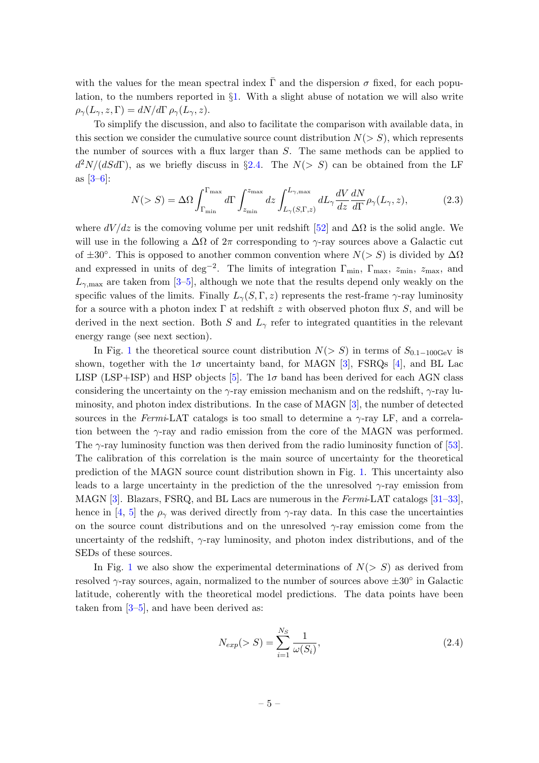with the values for the mean spectral index $\bar{\Gamma}$ and the dispersion $\sigma$ fixed, for each population, to the numbers reported in §1. With a slight abuse of notation we will also write $\rho_\gamma(L_\gamma, z, \Gamma) = dN/d\Gamma\, \rho_\gamma(L_\gamma, z)$.

To simplify the discussion, and also to facilitate the comparison with available data, in this section we consider the cumulative source count distribution $N(>S)$, which represents the number of sources with a flux larger than $S$. The same methods can be applied to $d^2N/(dSd\Gamma)$, as we briefly discuss in §2.4. The $N(>S)$ can be obtained from the LF as [3–6]:

$$N(>S) = \Delta\Omega \int_{\Gamma_{\rm min}}^{\Gamma_{\rm max}} d\Gamma \int_{z_{\rm min}}^{z_{\rm max}} dz \int_{L_\gamma(S,\Gamma,z)}^{L_{\gamma,\rm max}} dL_\gamma \frac{dV}{dz}\frac{dN}{d\Gamma}\rho_\gamma(L_\gamma, z), \tag{2.3}$$

where $dV/dz$ is the comoving volume per unit redshift [52] and $\Delta\Omega$ is the solid angle. We will use in the following a $\Delta\Omega$ of $2\pi$ corresponding to $\gamma$-ray sources above a Galactic cut of $\pm 30^\circ$. This is opposed to another common convention where $N(>S)$ is divided by $\Delta\Omega$ and expressed in units of deg$^{-2}$. The limits of integration $\Gamma_{\rm min}$, $\Gamma_{\rm max}$, $z_{\rm min}$, $z_{\rm max}$, and $L_{\gamma,\rm max}$ are taken from [3–5], although we note that the results depend only weakly on the specific values of the limits. Finally $L_\gamma(S, \Gamma, z)$ represents the rest-frame $\gamma$-ray luminosity for a source with a photon index $\Gamma$ at redshift $z$ with observed photon flux $S$, and will be derived in the next section. Both $S$ and $L_\gamma$ refer to integrated quantities in the relevant energy range (see next section).

In Fig. 1 the theoretical source count distribution $N(>S)$ in terms of $S_{0.1-100\rm GeV}$ is shown, together with the $1\sigma$ uncertainty band, for MAGN [3], FSRQs [4], and BL Lac LISP (LSP+ISP) and HSP objects [5]. The $1\sigma$ band has been derived for each AGN class considering the uncertainty on the $\gamma$-ray emission mechanism and on the redshift, $\gamma$-ray luminosity, and photon index distributions. In the case of MAGN [3], the number of detected sources in the *Fermi*-LAT catalogs is too small to determine a $\gamma$-ray LF, and a correlation between the $\gamma$-ray and radio emission from the core of the MAGN was performed. The $\gamma$-ray luminosity function was then derived from the radio luminosity function of [53]. The calibration of this correlation is the main source of uncertainty for the theoretical prediction of the MAGN source count distribution shown in Fig. 1. This uncertainty also leads to a large uncertainty in the prediction of the the unresolved $\gamma$-ray emission from MAGN [3]. Blazars, FSRQ, and BL Lacs are numerous in the *Fermi*-LAT catalogs [31–33], hence in [4, 5] the $\rho_\gamma$ was derived directly from $\gamma$-ray data. In this case the uncertainties on the source count distributions and on the unresolved $\gamma$-ray emission come from the uncertainty of the redshift, $\gamma$-ray luminosity, and photon index distributions, and of the SEDs of these sources.

In Fig. 1 we also show the experimental determinations of $N(>S)$ as derived from resolved $\gamma$-ray sources, again, normalized to the number of sources above $\pm 30^\circ$ in Galactic latitude, coherently with the theoretical model predictions. The data points have been taken from [3–5], and have been derived as:

$$N_{exp}(>S) = \sum_{i=1}^{N_S} \frac{1}{\omega(S_i)}, \tag{2.4}$$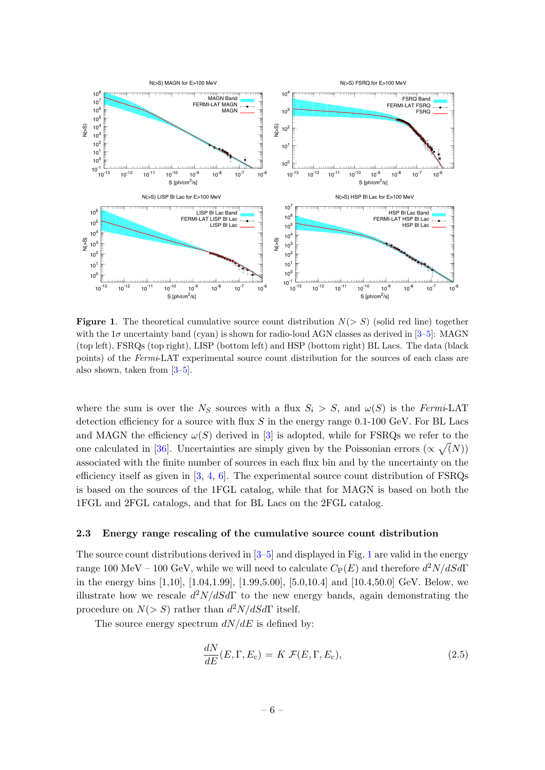N(>S) MAGN for E>100 MeV

MAGN Band
FERMI-LAT MAGN
MAGN

N(>S)

S [ph/cm²/s]

N(>S) FSRQ for E>100 MeV

FSRQ Band
FERMI-LAT FSRQ
FSRQ

N(>S) LISP Bl Lac for E>100 MeV

LISP Bl Lac Band
FERMI-LAT LISP Bl Lac
LISP Bl Lac

N(>S) HSP Bl Lac for E>100 MeV

HSP Bl Lac Band
FERMI-LAT HSP Bl Lac
HSP Bl Lac

**Figure 1**. The theoretical cumulative source count distribution $N(>S)$ (solid red line) together with the $1\sigma$ uncertainty band (cyan) is shown for radio-loud AGN classes as derived in [3–5]: MAGN (top left), FSRQs (top right), LISP (bottom left) and HSP (bottom right) BL Lacs. The data (black points) of the *Fermi*-LAT experimental source count distribution for the sources of each class are also shown, taken from [3–5].

where the sum is over the $N_S$ sources with a flux $S_i > S$, and $\omega(S)$ is the *Fermi*-LAT detection efficiency for a source with flux $S$ in the energy range 0.1-100 GeV. For BL Lacs and MAGN the efficiency $\omega(S)$ derived in [3] is adopted, while for FSRQs we refer to the one calculated in [36]. Uncertainties are simply given by the Poissonian errors ($\propto \sqrt(N)$) associated with the finite number of sources in each flux bin and by the uncertainty on the efficiency itself as given in [3, 4, 6]. The experimental source count distribution of FSRQs is based on the sources of the 1FGL catalog, while that for MAGN is based on both the 1FGL and 2FGL catalogs, and that for BL Lacs on the 2FGL catalog.

### 2.3 Energy range rescaling of the cumulative source count distribution

The source count distributions derived in [3–5] and displayed in Fig. 1 are valid in the energy range 100 MeV – 100 GeV, while we will need to calculate $C_{\rm P}(E)$ and therefore $d^2N/dSd\Gamma$ in the energy bins [1,10], [1.04,1.99], [1.99,5.00], [5.0,10.4] and [10.4,50.0] GeV. Below, we illustrate how we rescale $d^2N/dSd\Gamma$ to the new energy bands, again demonstrating the procedure on $N(>S)$ rather than $d^2N/dSd\Gamma$ itself.

The source energy spectrum $dN/dE$ is defined by:

$$\frac{dN}{dE}(E, \Gamma, E_{\rm c}) = K\, \mathcal{F}(E, \Gamma, E_{\rm c}), \tag{2.5}$$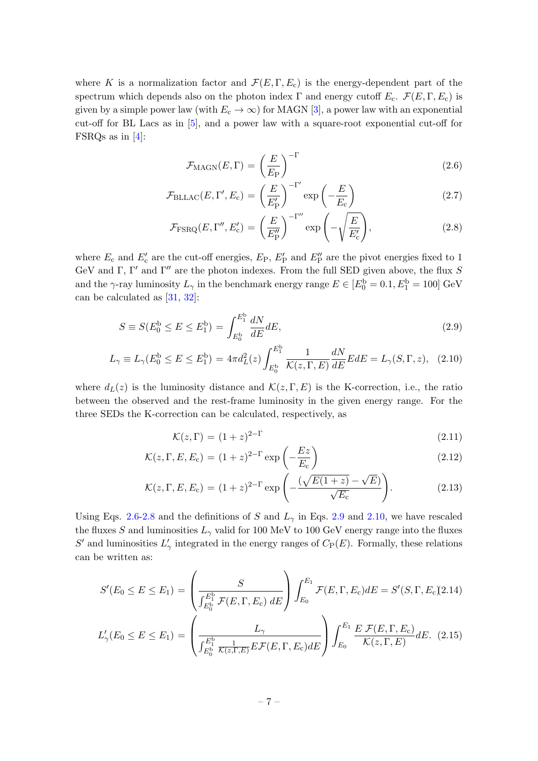where $K$ is a normalization factor and $\mathcal{F}(E, \Gamma, E_c)$ is the energy-dependent part of the spectrum which depends also on the photon index $\Gamma$ and energy cutoff $E_c$. $\mathcal{F}(E, \Gamma, E_c)$ is given by a simple power law (with $E_c \to \infty$) for MAGN [3], a power law with an exponential cut-off for BL Lacs as in [5], and a power law with a square-root exponential cut-off for FSRQs as in [4]:

$$\mathcal{F}_{\rm MAGN}(E, \Gamma) = \left(\frac{E}{E_{\rm P}}\right)^{-\Gamma} \tag{2.6}$$

$$\mathcal{F}_{\rm BLLAC}(E, \Gamma', E_c) = \left(\frac{E}{E'_{\rm P}}\right)^{-\Gamma'} \exp\left(-\frac{E}{E_c}\right) \tag{2.7}$$

$$\mathcal{F}_{\rm FSRQ}(E, \Gamma'', E'_c) = \left(\frac{E}{E''_{\rm P}}\right)^{-\Gamma''} \exp\left(-\sqrt{\frac{E}{E'_c}}\right), \tag{2.8}$$

where $E_c$ and $E'_c$ are the cut-off energies, $E_{\rm P}$, $E'_{\rm P}$ and $E''_{\rm P}$ are the pivot energies fixed to 1 GeV and $\Gamma$, $\Gamma'$ and $\Gamma''$ are the photon indexes. From the full SED given above, the flux $S$ and the $\gamma$-ray luminosity $L_\gamma$ in the benchmark energy range $E \in [E_0^{\rm b} = 0.1, E_1^{\rm b} = 100]$ GeV can be calculated as [31, 32]:

$$S \equiv S(E_0^{\rm b} \leq E \leq E_1^{\rm b}) = \int_{E_0^{\rm b}}^{E_1^{\rm b}} \frac{dN}{dE} dE, \tag{2.9}$$

$$L_\gamma \equiv L_\gamma(E_0^{\rm b} \leq E \leq E_1^{\rm b}) = 4\pi d_L^2(z) \int_{E_0^{\rm b}}^{E_1^{\rm b}} \frac{1}{\mathcal{K}(z, \Gamma, E)} \frac{dN}{dE} E dE = L_\gamma(S, \Gamma, z), \tag{2.10}$$

where $d_L(z)$ is the luminosity distance and $\mathcal{K}(z, \Gamma, E)$ is the K-correction, i.e., the ratio between the observed and the rest-frame luminosity in the given energy range. For the three SEDs the K-correction can be calculated, respectively, as

$$\mathcal{K}(z, \Gamma) = (1+z)^{2-\Gamma} \tag{2.11}$$

$$\mathcal{K}(z, \Gamma, E, E_c) = (1+z)^{2-\Gamma} \exp\left(-\frac{Ez}{E_c}\right) \tag{2.12}$$

$$\mathcal{K}(z, \Gamma, E, E_c) = (1+z)^{2-\Gamma} \exp\left(-\frac{(\sqrt{E(1+z)} - \sqrt{E})}{\sqrt{E_c}}\right). \tag{2.13}$$

Using Eqs. 2.6-2.8 and the definitions of $S$ and $L_\gamma$ in Eqs. 2.9 and 2.10, we have rescaled the fluxes $S$ and luminosities $L_\gamma$ valid for 100 MeV to 100 GeV energy range into the fluxes $S'$ and luminosities $L'_\gamma$ integrated in the energy ranges of $C_{\rm P}(E)$. Formally, these relations can be written as:

$$S'(E_0 \leq E \leq E_1) = \left(\frac{S}{\int_{E_0^{\rm b}}^{E_1^{\rm b}} \mathcal{F}(E, \Gamma, E_c)\, dE}\right) \int_{E_0}^{E_1} \mathcal{F}(E, \Gamma, E_c) dE = S'(S, \Gamma, E_c) \tag{2.14}$$

$$L'_\gamma(E_0 \leq E \leq E_1) = \left(\frac{L_\gamma}{\int_{E_0^{\rm b}}^{E_1^{\rm b}} \frac{1}{\mathcal{K}(z,\Gamma,E)} E\mathcal{F}(E, \Gamma, E_c) dE}\right) \int_{E_0}^{E_1} \frac{E\, \mathcal{F}(E, \Gamma, E_c)}{\mathcal{K}(z, \Gamma, E)} dE. \tag{2.15}$$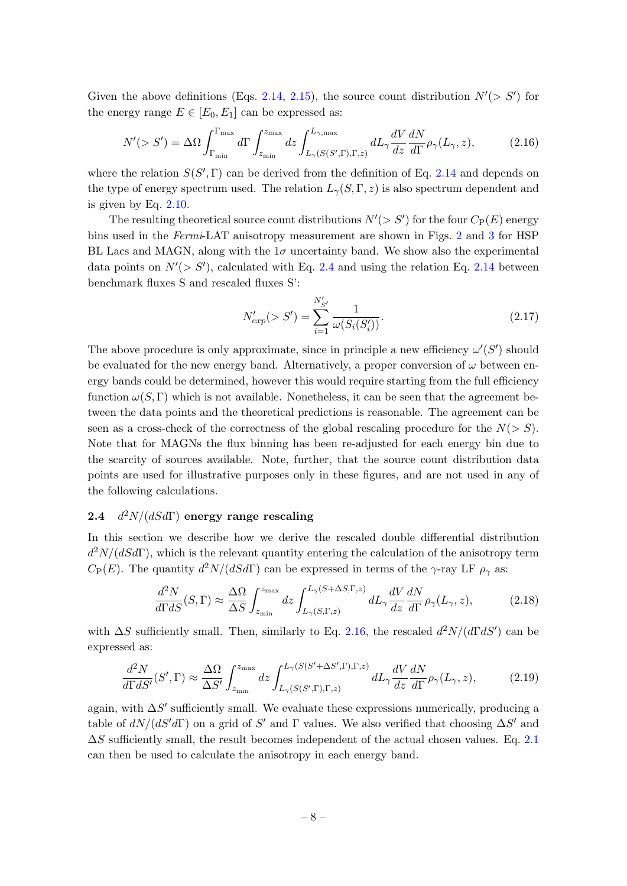Given the above definitions (Eqs. 2.14, 2.15), the source count distribution $N'(>S')$ for the energy range $E \in [E_0, E_1]$ can be expressed as:

$$N'(>S') = \Delta\Omega \int_{\Gamma_{\min}}^{\Gamma_{\max}} d\Gamma \int_{z_{\min}}^{z_{\max}} dz \int_{L_\gamma(S(S',\Gamma),\Gamma,z)}^{L_{\gamma,\max}} dL_\gamma \frac{dV}{dz} \frac{dN}{d\Gamma} \rho_\gamma(L_\gamma, z), \tag{2.16}$$

where the relation $S(S',\Gamma)$ can be derived from the definition of Eq. 2.14 and depends on the type of energy spectrum used. The relation $L_\gamma(S,\Gamma,z)$ is also spectrum dependent and is given by Eq. 2.10.

The resulting theoretical source count distributions $N'(>S')$ for the four $C_{\rm P}(E)$ energy bins used in the *Fermi*-LAT anisotropy measurement are shown in Figs. 2 and 3 for HSP BL Lacs and MAGN, along with the $1\sigma$ uncertainty band. We show also the experimental data points on $N'(>S')$, calculated with Eq. 2.4 and using the relation Eq. 2.14 between benchmark fluxes S and rescaled fluxes S':

$$N'_{exp}(>S') = \sum_{i=1}^{N'_{S'}} \frac{1}{\omega(S_i(S'_i))}. \tag{2.17}$$

The above procedure is only approximate, since in principle a new efficiency $\omega'(S')$ should be evaluated for the new energy band. Alternatively, a proper conversion of $\omega$ between energy bands could be determined, however this would require starting from the full efficiency function $\omega(S,\Gamma)$ which is not available. Nonetheless, it can be seen that the agreement between the data points and the theoretical predictions is reasonable. The agreement can be seen as a cross-check of the correctness of the global rescaling procedure for the $N(>S)$. Note that for MAGNs the flux binning has been re-adjusted for each energy bin due to the scarcity of sources available. Note, further, that the source count distribution data points are used for illustrative purposes only in these figures, and are not used in any of the following calculations.

## 2.4 $d^2N/(dSd\Gamma)$ energy range rescaling

In this section we describe how we derive the rescaled double differential distribution $d^2N/(dSd\Gamma)$, which is the relevant quantity entering the calculation of the anisotropy term $C_{\rm P}(E)$. The quantity $d^2N/(dSd\Gamma)$ can be expressed in terms of the $\gamma$-ray LF $\rho_\gamma$ as:

$$\frac{d^2N}{d\Gamma dS}(S,\Gamma) \approx \frac{\Delta\Omega}{\Delta S} \int_{z_{\min}}^{z_{\max}} dz \int_{L_\gamma(S,\Gamma,z)}^{L_\gamma(S+\Delta S,\Gamma,z)} dL_\gamma \frac{dV}{dz} \frac{dN}{d\Gamma} \rho_\gamma(L_\gamma, z), \tag{2.18}$$

with $\Delta S$ sufficiently small. Then, similarly to Eq. 2.16, the rescaled $d^2N/(d\Gamma dS')$ can be expressed as:

$$\frac{d^2N}{d\Gamma dS'}(S',\Gamma) \approx \frac{\Delta\Omega}{\Delta S'} \int_{z_{\min}}^{z_{\max}} dz \int_{L_\gamma(S(S',\Gamma),\Gamma,z)}^{L_\gamma(S(S'+\Delta S',\Gamma),\Gamma,z)} dL_\gamma \frac{dV}{dz} \frac{dN}{d\Gamma} \rho_\gamma(L_\gamma, z), \tag{2.19}$$

again, with $\Delta S'$ sufficiently small. We evaluate these expressions numerically, producing a table of $dN/(dS'd\Gamma)$ on a grid of $S'$ and $\Gamma$ values. We also verified that choosing $\Delta S'$ and $\Delta S$ sufficiently small, the result becomes independent of the actual chosen values. Eq. 2.1 can then be used to calculate the anisotropy in each energy band.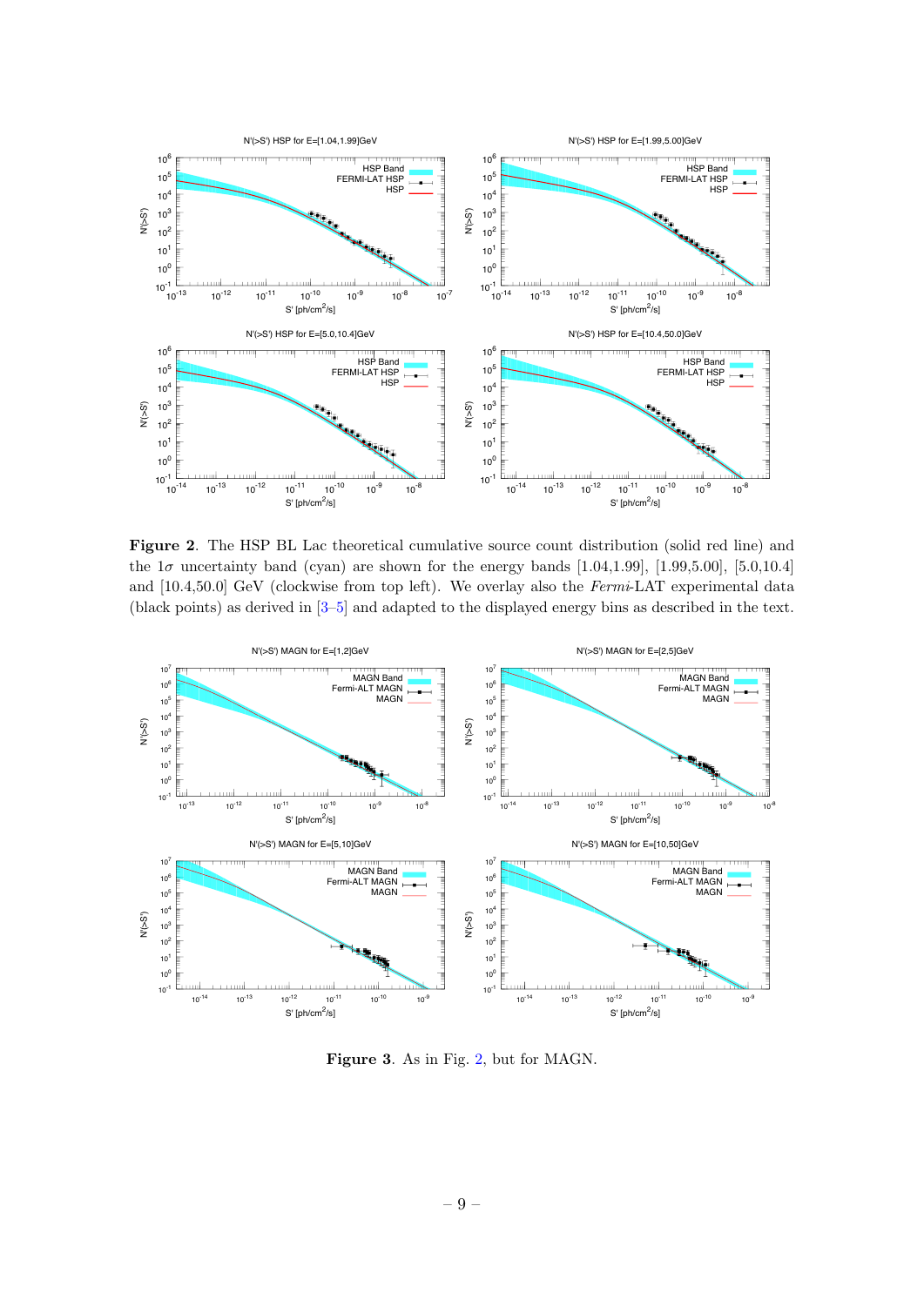N'(>S') HSP for E=[1.04,1.99]GeV

HSP Band
FERMI-LAT HSP
HSP

N'(>S')

S' [ph/cm$^2$/s]

N'(>S') HSP for E=[1.99,5.00]GeV

HSP Band
FERMI-LAT HSP
HSP

N'(>S')

S' [ph/cm$^2$/s]

N'(>S') HSP for E=[5.0,10.4]GeV

HSP Band
FERMI-LAT HSP
HSP

N'(>S')

S' [ph/cm$^2$/s]

N'(>S') HSP for E=[10.4,50.0]GeV

HSP Band
FERMI-LAT HSP
HSP

N'(>S')

S' [ph/cm$^2$/s]

**Figure 2**. The HSP BL Lac theoretical cumulative source count distribution (solid red line) and the $1\sigma$ uncertainty band (cyan) are shown for the energy bands [1.04,1.99], [1.99,5.00], [5.0,10.4] and [10.4,50.0] GeV (clockwise from top left). We overlay also the *Fermi*-LAT experimental data (black points) as derived in [3–5] and adapted to the displayed energy bins as described in the text.

N'(>S') MAGN for E=[1,2]GeV

MAGN Band
Fermi-ALT MAGN
MAGN

N'(>S')

S' [ph/cm$^2$/s]

N'(>S') MAGN for E=[2,5]GeV

MAGN Band
Fermi-ALT MAGN
MAGN

N'(>S')

S' [ph/cm$^2$/s]

N'(>S') MAGN for E=[5,10]GeV

MAGN Band
Fermi-ALT MAGN
MAGN

N'(>S')

S' [ph/cm$^2$/s]

N'(>S') MAGN for E=[10,50]GeV

MAGN Band
Fermi-ALT MAGN
MAGN

N'(>S')

S' [ph/cm$^2$/s]

**Figure 3**. As in Fig. 2, but for MAGN.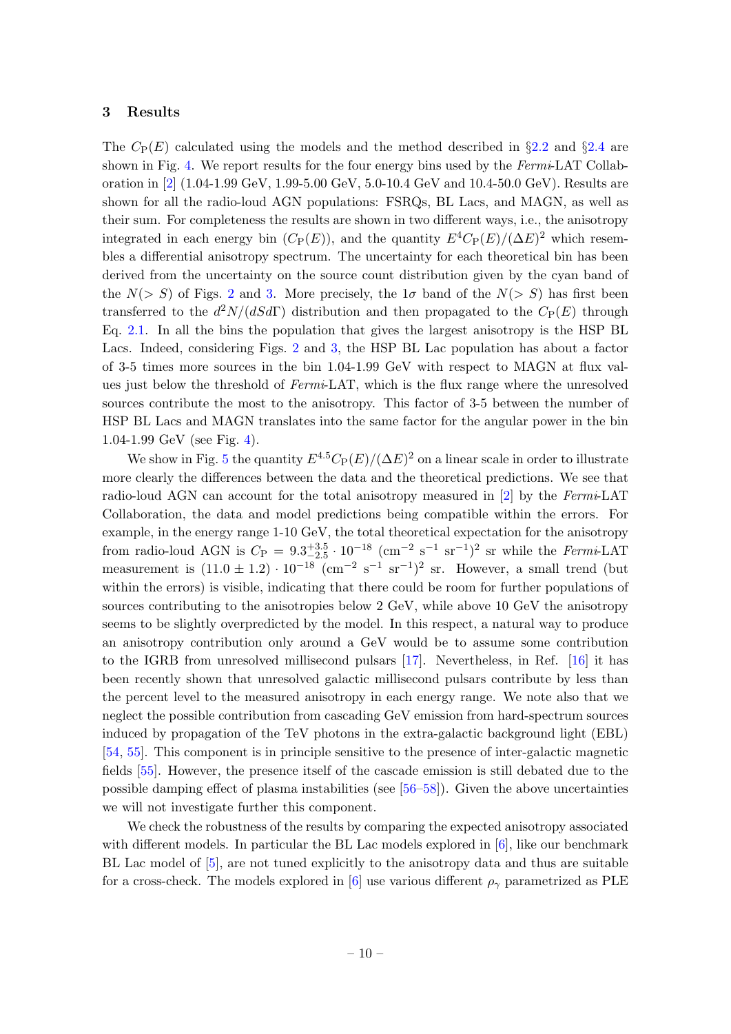## 3 Results

The $C_{\rm P}(E)$ calculated using the models and the method described in §2.2 and §2.4 are shown in Fig. 4. We report results for the four energy bins used by the *Fermi*-LAT Collaboration in [2] (1.04-1.99 GeV, 1.99-5.00 GeV, 5.0-10.4 GeV and 10.4-50.0 GeV). Results are shown for all the radio-loud AGN populations: FSRQs, BL Lacs, and MAGN, as well as their sum. For completeness the results are shown in two different ways, i.e., the anisotropy integrated in each energy bin ($C_{\rm P}(E)$), and the quantity $E^4 C_{\rm P}(E)/(\Delta E)^2$ which resembles a differential anisotropy spectrum. The uncertainty for each theoretical bin has been derived from the uncertainty on the source count distribution given by the cyan band of the $N(>S)$ of Figs. 2 and 3. More precisely, the $1\sigma$ band of the $N(>S)$ has first been transferred to the $d^2N/(dSd\Gamma)$ distribution and then propagated to the $C_{\rm P}(E)$ through Eq. 2.1. In all the bins the population that gives the largest anisotropy is the HSP BL Lacs. Indeed, considering Figs. 2 and 3, the HSP BL Lac population has about a factor of 3-5 times more sources in the bin 1.04-1.99 GeV with respect to MAGN at flux values just below the threshold of *Fermi*-LAT, which is the flux range where the unresolved sources contribute the most to the anisotropy. This factor of 3-5 between the number of HSP BL Lacs and MAGN translates into the same factor for the angular power in the bin 1.04-1.99 GeV (see Fig. 4).

We show in Fig. 5 the quantity $E^{4.5} C_{\rm P}(E)/(\Delta E)^2$ on a linear scale in order to illustrate more clearly the differences between the data and the theoretical predictions. We see that radio-loud AGN can account for the total anisotropy measured in [2] by the *Fermi*-LAT Collaboration, the data and model predictions being compatible within the errors. For example, in the energy range 1-10 GeV, the total theoretical expectation for the anisotropy from radio-loud AGN is $C_{\rm P} = 9.3^{+3.5}_{-2.5} \cdot 10^{-18}$ (cm$^{-2}$ s$^{-1}$ sr$^{-1}$)$^2$ sr while the *Fermi*-LAT measurement is $(11.0 \pm 1.2) \cdot 10^{-18}$ (cm$^{-2}$ s$^{-1}$ sr$^{-1}$)$^2$ sr. However, a small trend (but within the errors) is visible, indicating that there could be room for further populations of sources contributing to the anisotropies below 2 GeV, while above 10 GeV the anisotropy seems to be slightly overpredicted by the model. In this respect, a natural way to produce an anisotropy contribution only around a GeV would be to assume some contribution to the IGRB from unresolved millisecond pulsars [17]. Nevertheless, in Ref. [16] it has been recently shown that unresolved galactic millisecond pulsars contribute by less than the percent level to the measured anisotropy in each energy range. We note also that we neglect the possible contribution from cascading GeV emission from hard-spectrum sources induced by propagation of the TeV photons in the extra-galactic background light (EBL) [54, 55]. This component is in principle sensitive to the presence of inter-galactic magnetic fields [55]. However, the presence itself of the cascade emission is still debated due to the possible damping effect of plasma instabilities (see [56–58]). Given the above uncertainties we will not investigate further this component.

We check the robustness of the results by comparing the expected anisotropy associated with different models. In particular the BL Lac models explored in [6], like our benchmark BL Lac model of [5], are not tuned explicitly to the anisotropy data and thus are suitable for a cross-check. The models explored in [6] use various different $\rho_\gamma$ parametrized as PLE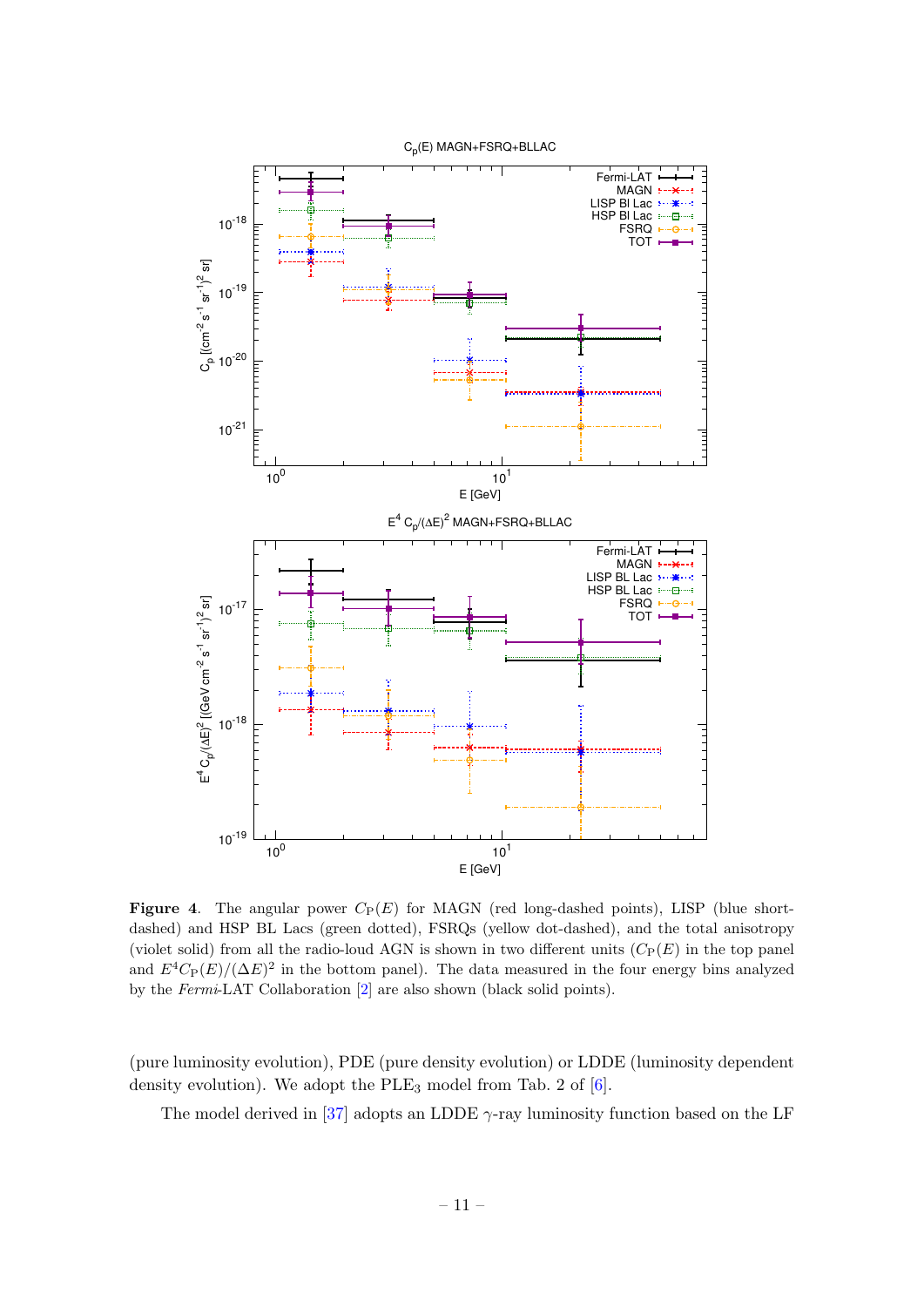$C_p(E)$ MAGN+FSRQ+BLLAC

Fermi-LAT
MAGN
LISP Bl Lac
HSP Bl Lac
FSRQ
TOT

$C_p$ [(cm$^{-2}$ s$^{-1}$ sr$^{-1}$)$^2$ sr]

E [GeV]

$E^4\, C_p/(\Delta E)^2$ MAGN+FSRQ+BLLAC

Fermi-LAT
MAGN
LISP BL Lac
HSP BL Lac
FSRQ
TOT

$E^4\, C_p/(\Delta E)^2$ [(GeV cm$^{-2}$ s$^{-1}$ sr$^{-1}$)$^2$ sr]

E [GeV]

**Figure 4**. The angular power $C_{\rm P}(E)$ for MAGN (red long-dashed points), LISP (blue short-dashed) and HSP BL Lacs (green dotted), FSRQs (yellow dot-dashed), and the total anisotropy (violet solid) from all the radio-loud AGN is shown in two different units ($C_{\rm P}(E)$ in the top panel and $E^4 C_{\rm P}(E)/(\Delta E)^2$ in the bottom panel). The data measured in the four energy bins analyzed by the *Fermi*-LAT Collaboration [2] are also shown (black solid points).

(pure luminosity evolution), PDE (pure density evolution) or LDDE (luminosity dependent density evolution). We adopt the PLE$_3$ model from Tab. 2 of [6].

The model derived in [37] adopts an LDDE $\gamma$-ray luminosity function based on the LF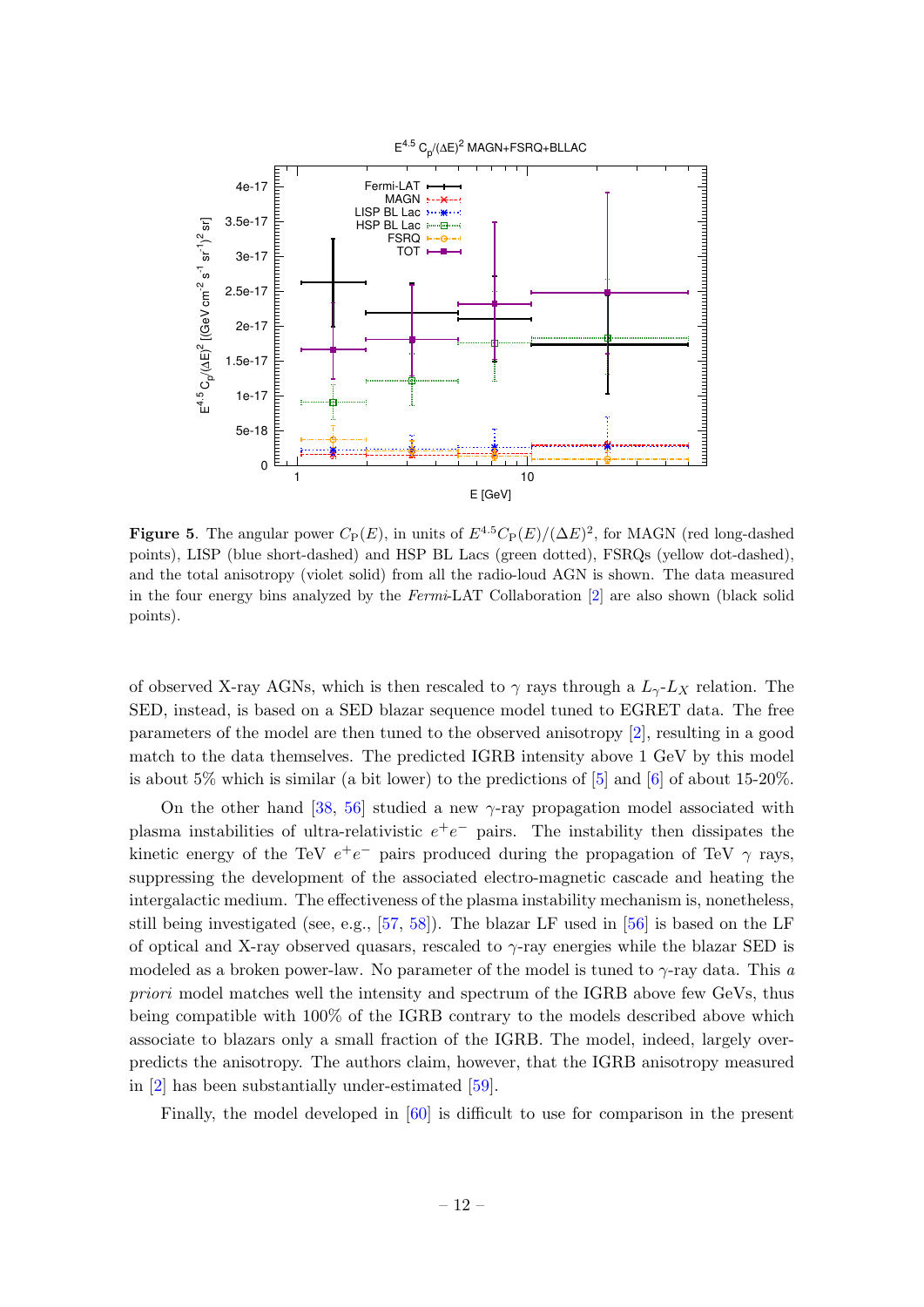$E^{4.5}$ $C_p/(\Delta E)^2$ MAGN+FSRQ+BLLAC

Fermi-LAT
MAGN
LISP BL Lac
HSP BL Lac
FSRQ
TOT

$E^{4.5}$ $C_p/(\Delta E)^2$ [(GeV cm$^{-2}$ s$^{-1}$ sr$^{-1}$)$^2$ sr]

4e-17
3.5e-17
3e-17
2.5e-17
2e-17
1.5e-17
1e-17
5e-18
0

1
10

E [GeV]

**Figure 5**. The angular power $C_{\rm P}(E)$, in units of $E^{4.5}C_{\rm P}(E)/(\Delta E)^2$, for MAGN (red long-dashed points), LISP (blue short-dashed) and HSP BL Lacs (green dotted), FSRQs (yellow dot-dashed), and the total anisotropy (violet solid) from all the radio-loud AGN is shown. The data measured in the four energy bins analyzed by the *Fermi*-LAT Collaboration [2] are also shown (black solid points).

of observed X-ray AGNs, which is then rescaled to $\gamma$ rays through a $L_\gamma$-$L_X$ relation. The SED, instead, is based on a SED blazar sequence model tuned to EGRET data. The free parameters of the model are then tuned to the observed anisotropy [2], resulting in a good match to the data themselves. The predicted IGRB intensity above 1 GeV by this model is about 5% which is similar (a bit lower) to the predictions of [5] and [6] of about 15-20%.

On the other hand [38, 56] studied a new $\gamma$-ray propagation model associated with plasma instabilities of ultra-relativistic $e^+e^-$ pairs. The instability then dissipates the kinetic energy of the TeV $e^+e^-$ pairs produced during the propagation of TeV $\gamma$ rays, suppressing the development of the associated electro-magnetic cascade and heating the intergalactic medium. The effectiveness of the plasma instability mechanism is, nonetheless, still being investigated (see, e.g., [57, 58]). The blazar LF used in [56] is based on the LF of optical and X-ray observed quasars, rescaled to $\gamma$-ray energies while the blazar SED is modeled as a broken power-law. No parameter of the model is tuned to $\gamma$-ray data. This *a priori* model matches well the intensity and spectrum of the IGRB above few GeVs, thus being compatible with 100% of the IGRB contrary to the models described above which associate to blazars only a small fraction of the IGRB. The model, indeed, largely over-predicts the anisotropy. The authors claim, however, that the IGRB anisotropy measured in [2] has been substantially under-estimated [59].

Finally, the model developed in [60] is difficult to use for comparison in the present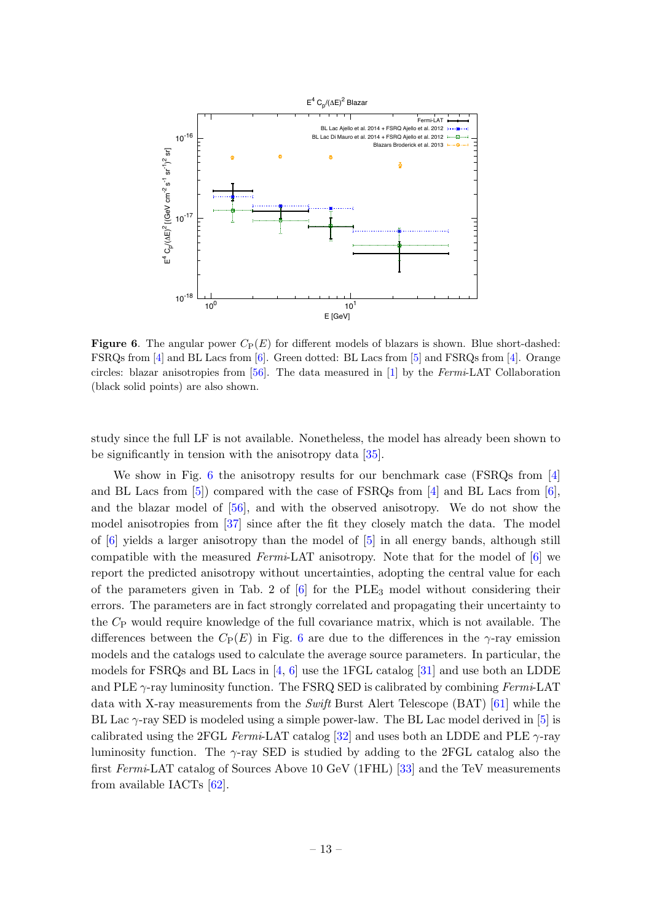$E^4\, C_p/(\Delta E)^2$ Blazar

Fermi-LAT

BL Lac Ajello et al. 2014 + FSRQ Ajello et al. 2012

BL Lac Di Mauro et al. 2014 + FSRQ Ajello et al. 2012

Blazars Broderick et al. 2013

$E^4\, C_p/(\Delta E)^2$ [(GeV cm$^{-2}$ s$^{-1}$ sr$^{-1}$)$^2$ sr]

$10^{-16}$

$10^{-17}$

$10^{-18}$

$10^0$

$10^1$

E [GeV]

**Figure 6**. The angular power $C_{\rm P}(E)$ for different models of blazars is shown. Blue short-dashed: FSRQs from [4] and BL Lacs from [6]. Green dotted: BL Lacs from [5] and FSRQs from [4]. Orange circles: blazar anisotropies from [56]. The data measured in [1] by the *Fermi*-LAT Collaboration (black solid points) are also shown.

study since the full LF is not available. Nonetheless, the model has already been shown to be significantly in tension with the anisotropy data [35].

We show in Fig. 6 the anisotropy results for our benchmark case (FSRQs from [4] and BL Lacs from [5]) compared with the case of FSRQs from [4] and BL Lacs from [6], and the blazar model of [56], and with the observed anisotropy. We do not show the model anisotropies from [37] since after the fit they closely match the data. The model of [6] yields a larger anisotropy than the model of [5] in all energy bands, although still compatible with the measured *Fermi*-LAT anisotropy. Note that for the model of [6] we report the predicted anisotropy without uncertainties, adopting the central value for each of the parameters given in Tab. 2 of [6] for the PLE$_3$ model without considering their errors. The parameters are in fact strongly correlated and propagating their uncertainty to the $C_{\rm P}$ would require knowledge of the full covariance matrix, which is not available. The differences between the $C_{\rm P}(E)$ in Fig. 6 are due to the differences in the $\gamma$-ray emission models and the catalogs used to calculate the average source parameters. In particular, the models for FSRQs and BL Lacs in [4, 6] use the 1FGL catalog [31] and use both an LDDE and PLE $\gamma$-ray luminosity function. The FSRQ SED is calibrated by combining *Fermi*-LAT data with X-ray measurements from the *Swift* Burst Alert Telescope (BAT) [61] while the BL Lac $\gamma$-ray SED is modeled using a simple power-law. The BL Lac model derived in [5] is calibrated using the 2FGL *Fermi*-LAT catalog [32] and uses both an LDDE and PLE $\gamma$-ray luminosity function. The $\gamma$-ray SED is studied by adding to the 2FGL catalog also the first *Fermi*-LAT catalog of Sources Above 10 GeV (1FHL) [33] and the TeV measurements from available IACTs [62].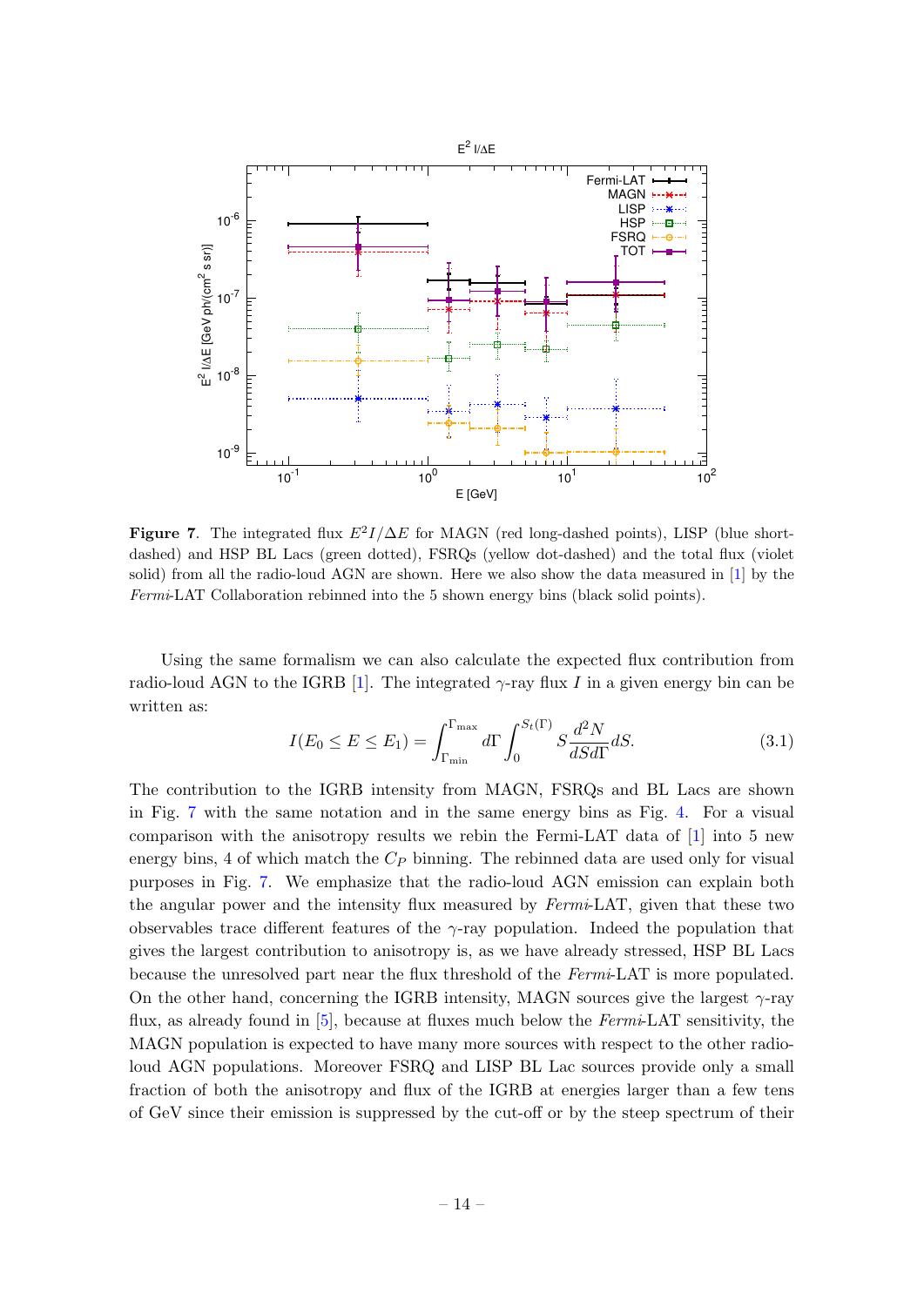$E^2$ I/ΔE

Fermi-LAT
MAGN
LISP
HSP
FSRQ
TOT

$E^2$ I/ΔE [GeV ph/(cm$^2$ s sr)]

E [GeV]

**Figure 7**. The integrated flux $E^2 I/\Delta E$ for MAGN (red long-dashed points), LISP (blue short-dashed) and HSP BL Lacs (green dotted), FSRQs (yellow dot-dashed) and the total flux (violet solid) from all the radio-loud AGN are shown. Here we also show the data measured in [1] by the *Fermi*-LAT Collaboration rebinned into the 5 shown energy bins (black solid points).

Using the same formalism we can also calculate the expected flux contribution from radio-loud AGN to the IGRB [1]. The integrated $\gamma$-ray flux $I$ in a given energy bin can be written as:

$$I(E_0 \leq E \leq E_1) = \int_{\Gamma_{\min}}^{\Gamma_{\max}} d\Gamma \int_0^{S_t(\Gamma)} S \frac{d^2N}{dSd\Gamma} dS. \tag{3.1}$$

The contribution to the IGRB intensity from MAGN, FSRQs and BL Lacs are shown in Fig. 7 with the same notation and in the same energy bins as Fig. 4. For a visual comparison with the anisotropy results we rebin the Fermi-LAT data of [1] into 5 new energy bins, 4 of which match the $C_P$ binning. The rebinned data are used only for visual purposes in Fig. 7. We emphasize that the radio-loud AGN emission can explain both the angular power and the intensity flux measured by *Fermi*-LAT, given that these two observables trace different features of the $\gamma$-ray population. Indeed the population that gives the largest contribution to anisotropy is, as we have already stressed, HSP BL Lacs because the unresolved part near the flux threshold of the *Fermi*-LAT is more populated. On the other hand, concerning the IGRB intensity, MAGN sources give the largest $\gamma$-ray flux, as already found in [5], because at fluxes much below the *Fermi*-LAT sensitivity, the MAGN population is expected to have many more sources with respect to the other radio-loud AGN populations. Moreover FSRQ and LISP BL Lac sources provide only a small fraction of both the anisotropy and flux of the IGRB at energies larger than a few tens of GeV since their emission is suppressed by the cut-off or by the steep spectrum of their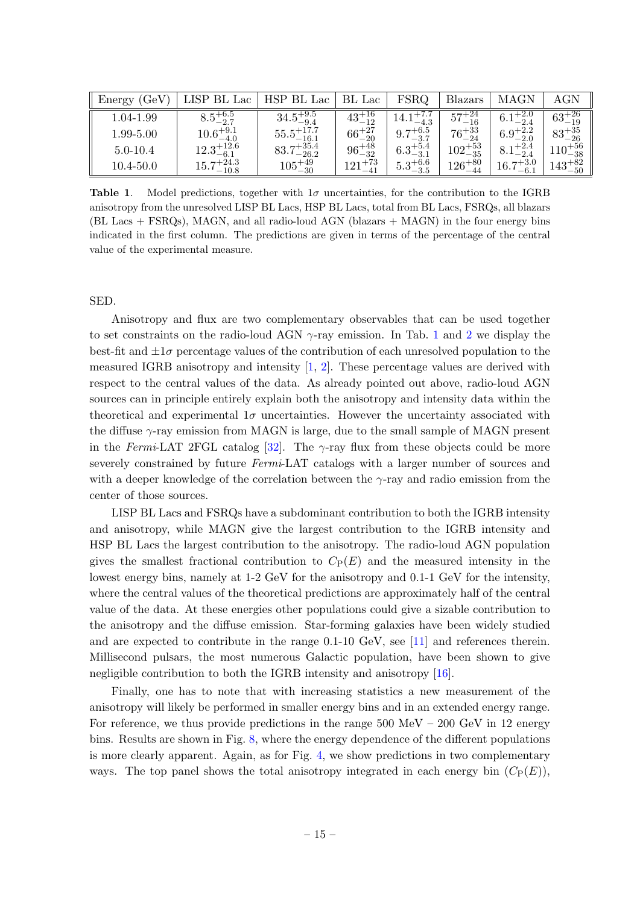| Energy (GeV) | LISP BL Lac | HSP BL Lac | BL Lac | FSRQ | Blazars | MAGN | AGN |
|---|---|---|---|---|---|---|---|
| 1.04-1.99 | $8.5^{+6.5}_{-2.7}$ | $34.5^{+9.5}_{-9.4}$ | $43^{+16}_{-12}$ | $14.1^{+7.7}_{-4.3}$ | $57^{+24}_{-16}$ | $6.1^{+2.0}_{-2.4}$ | $63^{+26}_{-19}$ |
| 1.99-5.00 | $10.6^{+9.1}_{-4.0}$ | $55.5^{+17.7}_{-16.1}$ | $66^{+27}_{-20}$ | $9.7^{+6.5}_{-3.7}$ | $76^{+33}_{-24}$ | $6.9^{+2.2}_{-2.0}$ | $83^{+35}_{-26}$ |
| 5.0-10.4 | $12.3^{+12.6}_{-6.1}$ | $83.7^{+35.4}_{-26.2}$ | $96^{+48}_{-32}$ | $6.3^{+5.4}_{-3.1}$ | $102^{+53}_{-35}$ | $8.1^{+2.4}_{-2.4}$ | $110^{+56}_{-38}$ |
| 10.4-50.0 | $15.7^{+24.3}_{-10.8}$ | $105^{+49}_{-30}$ | $121^{+73}_{-41}$ | $5.3^{+6.6}_{-3.5}$ | $126^{+80}_{-44}$ | $16.7^{+3.0}_{-6.1}$ | $143^{+82}_{-50}$ |

**Table 1**. Model predictions, together with $1\sigma$ uncertainties, for the contribution to the IGRB anisotropy from the unresolved LISP BL Lacs, HSP BL Lacs, total from BL Lacs, FSRQs, all blazars (BL Lacs + FSRQs), MAGN, and all radio-loud AGN (blazars + MAGN) in the four energy bins indicated in the first column. The predictions are given in terms of the percentage of the central value of the experimental measure.

SED.

Anisotropy and flux are two complementary observables that can be used together to set constraints on the radio-loud AGN $\gamma$-ray emission. In Tab. 1 and 2 we display the best-fit and $\pm 1\sigma$ percentage values of the contribution of each unresolved population to the measured IGRB anisotropy and intensity [1, 2]. These percentage values are derived with respect to the central values of the data. As already pointed out above, radio-loud AGN sources can in principle entirely explain both the anisotropy and intensity data within the theoretical and experimental $1\sigma$ uncertainties. However the uncertainty associated with the diffuse $\gamma$-ray emission from MAGN is large, due to the small sample of MAGN present in the *Fermi*-LAT 2FGL catalog [32]. The $\gamma$-ray flux from these objects could be more severely constrained by future *Fermi*-LAT catalogs with a larger number of sources and with a deeper knowledge of the correlation between the $\gamma$-ray and radio emission from the center of those sources.

LISP BL Lacs and FSRQs have a subdominant contribution to both the IGRB intensity and anisotropy, while MAGN give the largest contribution to the IGRB intensity and HSP BL Lacs the largest contribution to the anisotropy. The radio-loud AGN population gives the smallest fractional contribution to $C_{\rm P}(E)$ and the measured intensity in the lowest energy bins, namely at 1-2 GeV for the anisotropy and 0.1-1 GeV for the intensity, where the central values of the theoretical predictions are approximately half of the central value of the data. At these energies other populations could give a sizable contribution to the anisotropy and the diffuse emission. Star-forming galaxies have been widely studied and are expected to contribute in the range 0.1-10 GeV, see [11] and references therein. Millisecond pulsars, the most numerous Galactic population, have been shown to give negligible contribution to both the IGRB intensity and anisotropy [16].

Finally, one has to note that with increasing statistics a new measurement of the anisotropy will likely be performed in smaller energy bins and in an extended energy range. For reference, we thus provide predictions in the range 500 MeV – 200 GeV in 12 energy bins. Results are shown in Fig. 8, where the energy dependence of the different populations is more clearly apparent. Again, as for Fig. 4, we show predictions in two complementary ways. The top panel shows the total anisotropy integrated in each energy bin ($C_{\rm P}(E)$),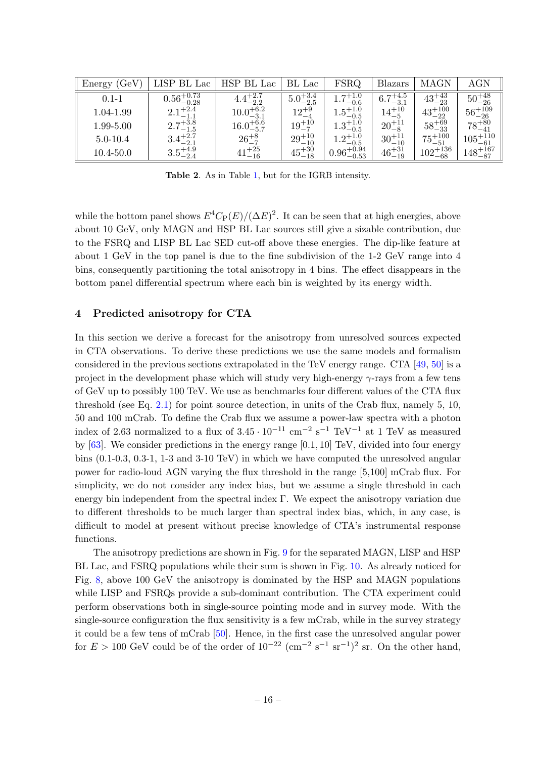| Energy (GeV) | LISP BL Lac | HSP BL Lac | BL Lac | FSRQ | Blazars | MAGN | AGN |
|---|---|---|---|---|---|---|---|
| 0.1-1 | $0.56^{+0.73}_{-0.28}$ | $4.4^{+2.7}_{-2.2}$ | $5.0^{+3.4}_{-2.5}$ | $1.7^{+1.0}_{-0.6}$ | $6.7^{+4.5}_{-3.1}$ | $43^{+43}_{-23}$ | $50^{+48}_{-26}$ |
| 1.04-1.99 | $2.1^{+2.4}_{-1.1}$ | $10.0^{+6.2}_{-3.1}$ | $12^{+9}_{-4}$ | $1.5^{+1.0}_{-0.5}$ | $14^{+10}_{-5}$ | $43^{+100}_{-22}$ | $56^{+109}_{-26}$ |
| 1.99-5.00 | $2.7^{+3.8}_{-1.5}$ | $16.0^{+6.6}_{-5.7}$ | $19^{+10}_{-7}$ | $1.3^{+1.0}_{-0.5}$ | $20^{+11}_{-8}$ | $58^{+69}_{-33}$ | $78^{+80}_{-41}$ |
| 5.0-10.4 | $3.4^{+2.7}_{-2.1}$ | $26^{+8}_{-7}$ | $29^{+10}_{-10}$ | $1.2^{+1.0}_{-0.5}$ | $30^{+11}_{-10}$ | $75^{+100}_{-51}$ | $105^{+110}_{-61}$ |
| 10.4-50.0 | $3.5^{+4.9}_{-2.4}$ | $41^{+25}_{-16}$ | $45^{+30}_{-18}$ | $0.96^{+0.94}_{-0.53}$ | $46^{+31}_{-19}$ | $102^{+136}_{-68}$ | $148^{+167}_{-87}$ |

**Table 2**. As in Table 1, but for the IGRB intensity.

while the bottom panel shows $E^4 C_{\rm P}(E)/(\Delta E)^2$. It can be seen that at high energies, above about 10 GeV, only MAGN and HSP BL Lac sources still give a sizable contribution, due to the FSRQ and LISP BL Lac SED cut-off above these energies. The dip-like feature at about 1 GeV in the top panel is due to the fine subdivision of the 1-2 GeV range into 4 bins, consequently partitioning the total anisotropy in 4 bins. The effect disappears in the bottom panel differential spectrum where each bin is weighted by its energy width.

## 4 Predicted anisotropy for CTA

In this section we derive a forecast for the anisotropy from unresolved sources expected in CTA observations. To derive these predictions we use the same models and formalism considered in the previous sections extrapolated in the TeV energy range. CTA [49, 50] is a project in the development phase which will study very high-energy $\gamma$-rays from a few tens of GeV up to possibly 100 TeV. We use as benchmarks four different values of the CTA flux threshold (see Eq. 2.1) for point source detection, in units of the Crab flux, namely 5, 10, 50 and 100 mCrab. To define the Crab flux we assume a power-law spectra with a photon index of 2.63 normalized to a flux of $3.45 \cdot 10^{-11}$ cm$^{-2}$ s$^{-1}$ TeV$^{-1}$ at 1 TeV as measured by [63]. We consider predictions in the energy range [0.1, 10] TeV, divided into four energy bins (0.1-0.3, 0.3-1, 1-3 and 3-10 TeV) in which we have computed the unresolved angular power for radio-loud AGN varying the flux threshold in the range [5,100] mCrab flux. For simplicity, we do not consider any index bias, but we assume a single threshold in each energy bin independent from the spectral index $\Gamma$. We expect the anisotropy variation due to different thresholds to be much larger than spectral index bias, which, in any case, is difficult to model at present without precise knowledge of CTA's instrumental response functions.

The anisotropy predictions are shown in Fig. 9 for the separated MAGN, LISP and HSP BL Lac, and FSRQ populations while their sum is shown in Fig. 10. As already noticed for Fig. 8, above 100 GeV the anisotropy is dominated by the HSP and MAGN populations while LISP and FSRQs provide a sub-dominant contribution. The CTA experiment could perform observations both in single-source pointing mode and in survey mode. With the single-source configuration the flux sensitivity is a few mCrab, while in the survey strategy it could be a few tens of mCrab [50]. Hence, in the first case the unresolved angular power for $E > 100$ GeV could be of the order of $10^{-22}$ (cm$^{-2}$ s$^{-1}$ sr$^{-1}$)$^2$ sr. On the other hand,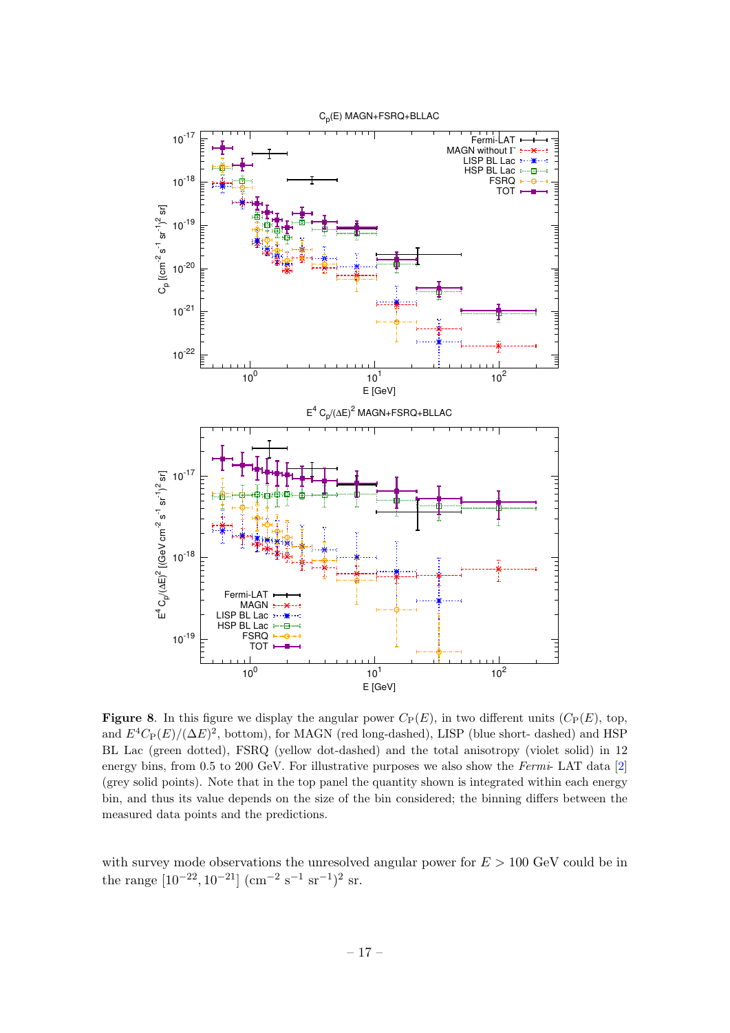$C_p(E)$ MAGN+FSRQ+BLLAC

Fermi-LAT
MAGN without Γ
LISP BL Lac
HSP BL Lac
FSRQ
TOT

$C_p$ [(cm$^{-2}$ s$^{-1}$ sr$^{-1}$)$^2$ sr]

E [GeV]

$E^4 C_p/(\Delta E)^2$ MAGN+FSRQ+BLLAC

Fermi-LAT
MAGN
LISP BL Lac
HSP BL Lac
FSRQ
TOT

$E^4 C_p/(\Delta E)^2$ [(GeV cm$^{-2}$ s$^{-1}$ sr$^{-1}$)$^2$ sr]

E [GeV]

**Figure 8**. In this figure we display the angular power $C_{\rm P}(E)$, in two different units ($C_{\rm P}(E)$, top, and $E^4 C_{\rm P}(E)/(\Delta E)^2$, bottom), for MAGN (red long-dashed), LISP (blue short- dashed) and HSP BL Lac (green dotted), FSRQ (yellow dot-dashed) and the total anisotropy (violet solid) in 12 energy bins, from 0.5 to 200 GeV. For illustrative purposes we also show the *Fermi*- LAT data [2] (grey solid points). Note that in the top panel the quantity shown is integrated within each energy bin, and thus its value depends on the size of the bin considered; the binning differs between the measured data points and the predictions.

with survey mode observations the unresolved angular power for $E > 100$ GeV could be in the range $[10^{-22}, 10^{-21}]$ (cm$^{-2}$ s$^{-1}$ sr$^{-1}$)$^2$ sr.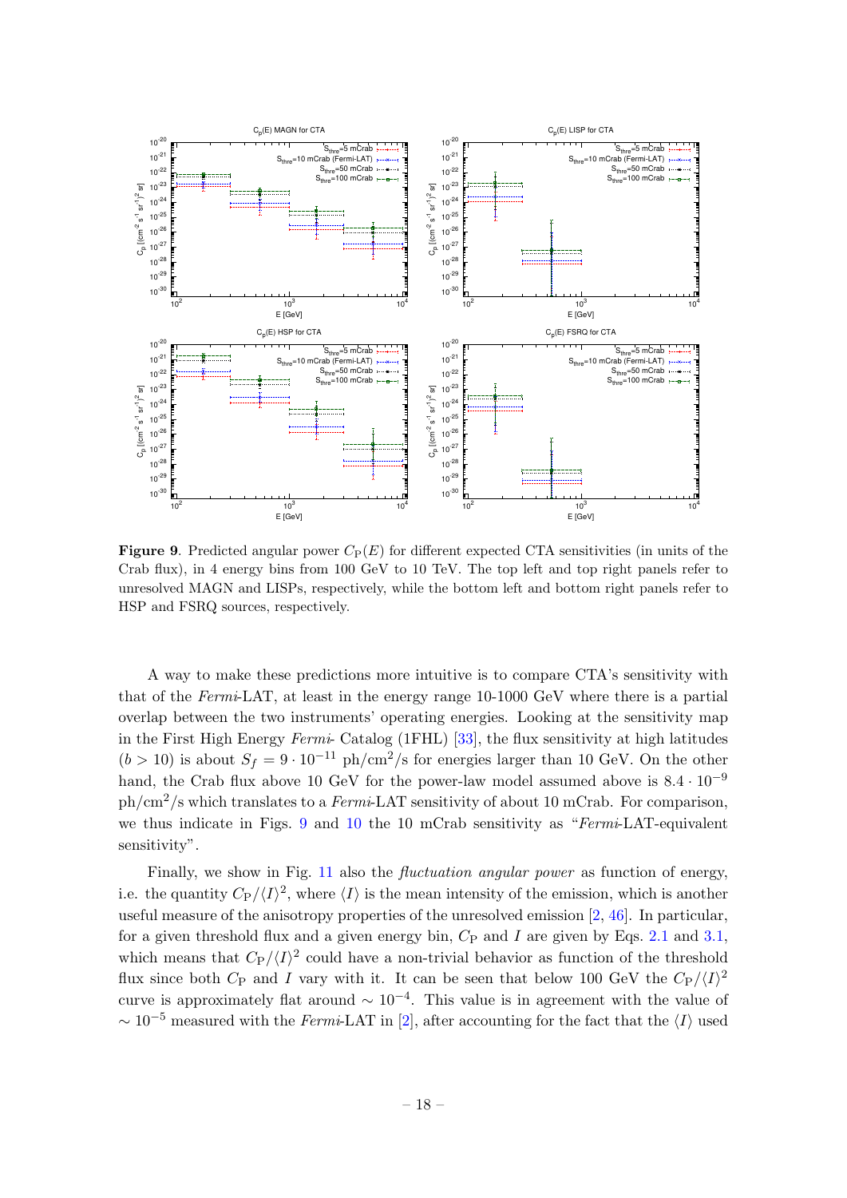$C_p(E)$ MAGN for CTA

$C_p(E)$ LISP for CTA

$C_p(E)$ HSP for CTA

$C_p(E)$ FSRQ for CTA

$S_{thre}$=5 mCrab

$S_{thre}$=10 mCrab (Fermi-LAT)

$S_{thre}$=50 mCrab

$S_{thre}$=100 mCrab

$C_p$ [(cm$^2$ s$^{-1}$ sr$^{-1}$)$^2$ sr]

E [GeV]

**Figure 9**. Predicted angular power $C_{\rm P}(E)$ for different expected CTA sensitivities (in units of the Crab flux), in 4 energy bins from 100 GeV to 10 TeV. The top left and top right panels refer to unresolved MAGN and LISPs, respectively, while the bottom left and bottom right panels refer to HSP and FSRQ sources, respectively.

A way to make these predictions more intuitive is to compare CTA's sensitivity with that of the *Fermi*-LAT, at least in the energy range 10-1000 GeV where there is a partial overlap between the two instruments' operating energies. Looking at the sensitivity map in the First High Energy *Fermi*- Catalog (1FHL) [33], the flux sensitivity at high latitudes ($b > 10$) is about $S_f = 9 \cdot 10^{-11}$ ph/cm$^2$/s for energies larger than 10 GeV. On the other hand, the Crab flux above 10 GeV for the power-law model assumed above is $8.4 \cdot 10^{-9}$ ph/cm$^2$/s which translates to a *Fermi*-LAT sensitivity of about 10 mCrab. For comparison, we thus indicate in Figs. 9 and 10 the 10 mCrab sensitivity as "*Fermi*-LAT-equivalent sensitivity".

Finally, we show in Fig. 11 also the *fluctuation angular power* as function of energy, i.e. the quantity $C_{\rm P}/\langle I \rangle^2$, where $\langle I \rangle$ is the mean intensity of the emission, which is another useful measure of the anisotropy properties of the unresolved emission [2, 46]. In particular, for a given threshold flux and a given energy bin, $C_{\rm P}$ and $I$ are given by Eqs. 2.1 and 3.1, which means that $C_{\rm P}/\langle I \rangle^2$ could have a non-trivial behavior as function of the threshold flux since both $C_{\rm P}$ and $I$ vary with it. It can be seen that below 100 GeV the $C_{\rm P}/\langle I \rangle^2$ curve is approximately flat around $\sim 10^{-4}$. This value is in agreement with the value of $\sim 10^{-5}$ measured with the *Fermi*-LAT in [2], after accounting for the fact that the $\langle I \rangle$ used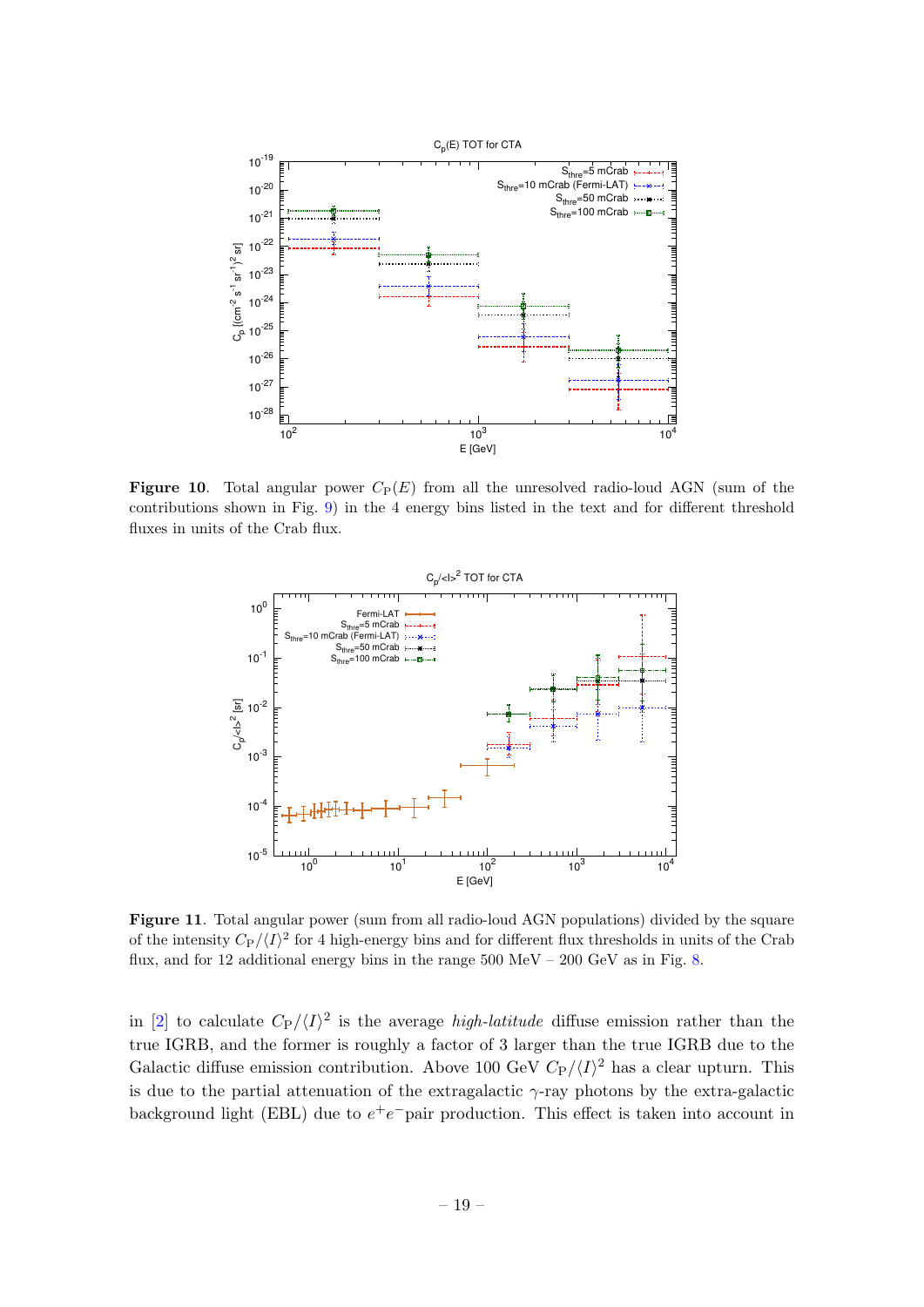$C_p(E)$ TOT for CTA

$S_{thre}$=5 mCrab
$S_{thre}$=10 mCrab (Fermi-LAT)
$S_{thre}$=50 mCrab
$S_{thre}$=100 mCrab

$C_p$ [(cm$^{-2}$ s$^{-1}$ sr$^{-1}$)$^2$ sr]

E [GeV]

**Figure 10**. Total angular power $C_{\mathrm{P}}(E)$ from all the unresolved radio-loud AGN (sum of the contributions shown in Fig. 9) in the 4 energy bins listed in the text and for different threshold fluxes in units of the Crab flux.

$C_p/\langle I\rangle^2$ TOT for CTA

Fermi-LAT
$S_{thre}$=5 mCrab
$S_{thre}$=10 mCrab (Fermi-LAT)
$S_{thre}$=50 mCrab
$S_{thre}$=100 mCrab

$C_p/\langle I\rangle^2$ [sr]

E [GeV]

**Figure 11**. Total angular power (sum from all radio-loud AGN populations) divided by the square of the intensity $C_{\mathrm{P}}/\langle I\rangle^2$ for 4 high-energy bins and for different flux thresholds in units of the Crab flux, and for 12 additional energy bins in the range 500 MeV – 200 GeV as in Fig. 8.

in [2] to calculate $C_{\mathrm{P}}/\langle I\rangle^2$ is the average *high-latitude* diffuse emission rather than the true IGRB, and the former is roughly a factor of 3 larger than the true IGRB due to the Galactic diffuse emission contribution. Above 100 GeV $C_{\mathrm{P}}/\langle I\rangle^2$ has a clear upturn. This is due to the partial attenuation of the extragalactic $\gamma$-ray photons by the extra-galactic background light (EBL) due to $e^+e^-$pair production. This effect is taken into account in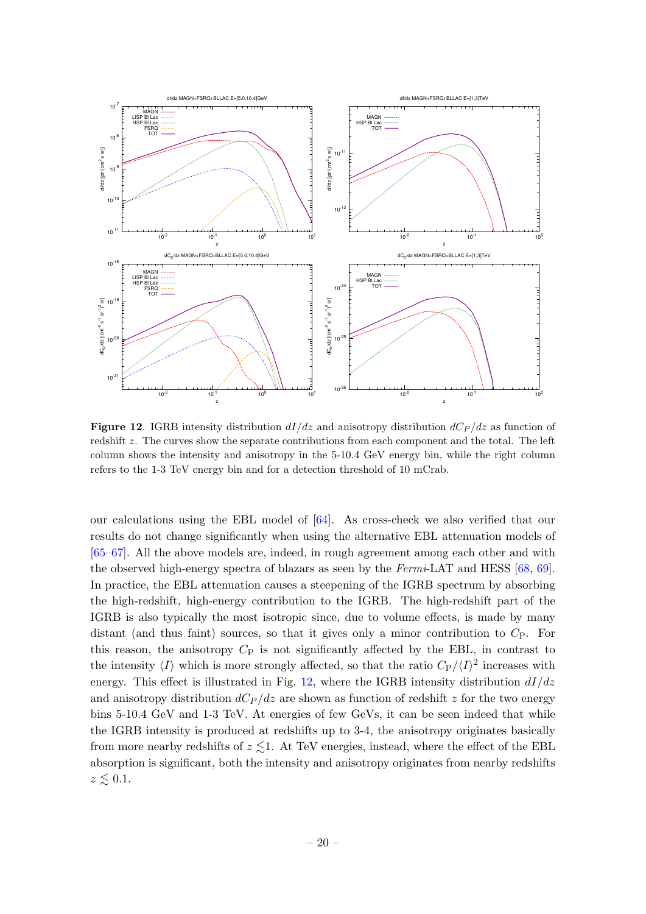dI/dz MAGN+FSRQ+BLLAC E=[5.0,10.4]GeV

MAGN
LISP Bl Lac
HSP Bl Lac
FSRQ
TOT

dI/dz [ph/(cm$^2$ s sr)]

z

dI/dz MAGN+FSRQ+BLLAC E=[1,3]TeV

MAGN
HSP Bl Lac
TOT

dI/dz [ph/(cm$^2$ s sr)]

z

dC$_P$/dz MAGN+FSRQ+BLLAC E=[5.0,10.4]GeV

MAGN
LISP Bl Lac
HSP Bl Lac
FSRQ
TOT

dC$_P$/dz [(cm$^{-2}$ s$^{-1}$ sr$^{-1}$)$^2$ sr]

z

dC$_P$/dz MAGN+FSRQ+BLLAC E=[1,3]TeV

MAGN
HSP Bl Lac
TOT

dC$_P$/dz [(cm$^{-2}$ s$^{-1}$ sr$^{-1}$)$^2$ sr]

z

**Figure 12**. IGRB intensity distribution $dI/dz$ and anisotropy distribution $dC_P/dz$ as function of redshift $z$. The curves show the separate contributions from each component and the total. The left column shows the intensity and anisotropy in the 5-10.4 GeV energy bin, while the right column refers to the 1-3 TeV energy bin and for a detection threshold of 10 mCrab.

our calculations using the EBL model of [64]. As cross-check we also verified that our results do not change significantly when using the alternative EBL attenuation models of [65–67]. All the above models are, indeed, in rough agreement among each other and with the observed high-energy spectra of blazars as seen by the *Fermi*-LAT and HESS [68, 69]. In practice, the EBL attenuation causes a steepening of the IGRB spectrum by absorbing the high-redshift, high-energy contribution to the IGRB. The high-redshift part of the IGRB is also typically the most isotropic since, due to volume effects, is made by many distant (and thus faint) sources, so that it gives only a minor contribution to $C_{\rm P}$. For this reason, the anisotropy $C_{\rm P}$ is not significantly affected by the EBL, in contrast to the intensity $\langle I \rangle$ which is more strongly affected, so that the ratio $C_{\rm P}/\langle I \rangle^2$ increases with energy. This effect is illustrated in Fig. 12, where the IGRB intensity distribution $dI/dz$ and anisotropy distribution $dC_P/dz$ are shown as function of redshift $z$ for the two energy bins 5-10.4 GeV and 1-3 TeV. At energies of few GeVs, it can be seen indeed that while the IGRB intensity is produced at redshifts up to 3-4, the anisotropy originates basically from more nearby redshifts of $z \lesssim 1$. At TeV energies, instead, where the effect of the EBL absorption is significant, both the intensity and anisotropy originates from nearby redshifts $z \lesssim 0.1$.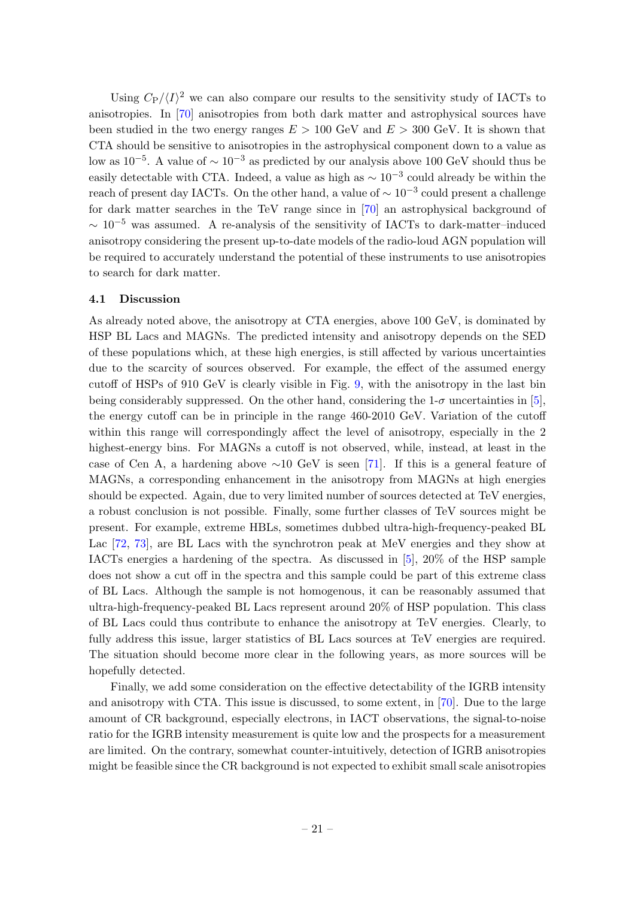Using $C_P/\langle I \rangle^2$ we can also compare our results to the sensitivity study of IACTs to anisotropies. In [70] anisotropies from both dark matter and astrophysical sources have been studied in the two energy ranges $E > 100$ GeV and $E > 300$ GeV. It is shown that CTA should be sensitive to anisotropies in the astrophysical component down to a value as low as $10^{-5}$. A value of $\sim 10^{-3}$ as predicted by our analysis above 100 GeV should thus be easily detectable with CTA. Indeed, a value as high as $\sim 10^{-3}$ could already be within the reach of present day IACTs. On the other hand, a value of $\sim 10^{-3}$ could present a challenge for dark matter searches in the TeV range since in [70] an astrophysical background of $\sim 10^{-5}$ was assumed. A re-analysis of the sensitivity of IACTs to dark-matter–induced anisotropy considering the present up-to-date models of the radio-loud AGN population will be required to accurately understand the potential of these instruments to use anisotropies to search for dark matter.

### 4.1 Discussion

As already noted above, the anisotropy at CTA energies, above 100 GeV, is dominated by HSP BL Lacs and MAGNs. The predicted intensity and anisotropy depends on the SED of these populations which, at these high energies, is still affected by various uncertainties due to the scarcity of sources observed. For example, the effect of the assumed energy cutoff of HSPs of 910 GeV is clearly visible in Fig. 9, with the anisotropy in the last bin being considerably suppressed. On the other hand, considering the 1-$\sigma$ uncertainties in [5], the energy cutoff can be in principle in the range 460-2010 GeV. Variation of the cutoff within this range will correspondingly affect the level of anisotropy, especially in the 2 highest-energy bins. For MAGNs a cutoff is not observed, while, instead, at least in the case of Cen A, a hardening above $\sim$10 GeV is seen [71]. If this is a general feature of MAGNs, a corresponding enhancement in the anisotropy from MAGNs at high energies should be expected. Again, due to very limited number of sources detected at TeV energies, a robust conclusion is not possible. Finally, some further classes of TeV sources might be present. For example, extreme HBLs, sometimes dubbed ultra-high-frequency-peaked BL Lac [72, 73], are BL Lacs with the synchrotron peak at MeV energies and they show at IACTs energies a hardening of the spectra. As discussed in [5], 20% of the HSP sample does not show a cut off in the spectra and this sample could be part of this extreme class of BL Lacs. Although the sample is not homogenous, it can be reasonably assumed that ultra-high-frequency-peaked BL Lacs represent around 20% of HSP population. This class of BL Lacs could thus contribute to enhance the anisotropy at TeV energies. Clearly, to fully address this issue, larger statistics of BL Lacs sources at TeV energies are required. The situation should become more clear in the following years, as more sources will be hopefully detected.

Finally, we add some consideration on the effective detectability of the IGRB intensity and anisotropy with CTA. This issue is discussed, to some extent, in [70]. Due to the large amount of CR background, especially electrons, in IACT observations, the signal-to-noise ratio for the IGRB intensity measurement is quite low and the prospects for a measurement are limited. On the contrary, somewhat counter-intuitively, detection of IGRB anisotropies might be feasible since the CR background is not expected to exhibit small scale anisotropies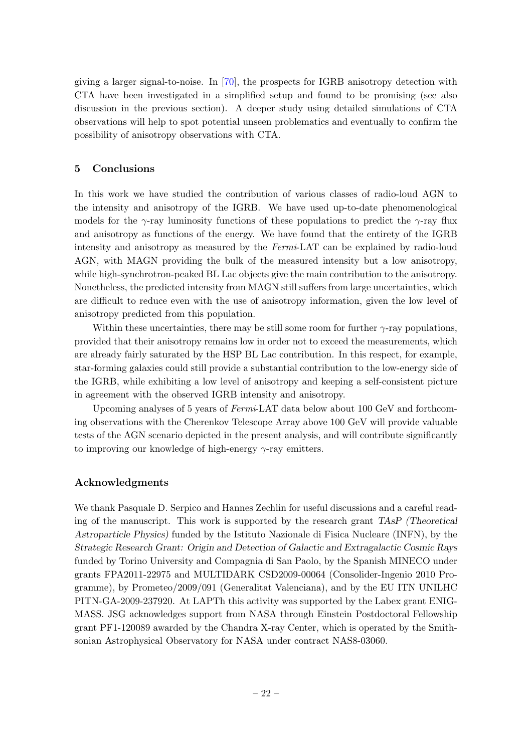giving a larger signal-to-noise. In [70], the prospects for IGRB anisotropy detection with CTA have been investigated in a simplified setup and found to be promising (see also discussion in the previous section). A deeper study using detailed simulations of CTA observations will help to spot potential unseen problematics and eventually to confirm the possibility of anisotropy observations with CTA.

## 5 Conclusions

In this work we have studied the contribution of various classes of radio-loud AGN to the intensity and anisotropy of the IGRB. We have used up-to-date phenomenological models for the $\gamma$-ray luminosity functions of these populations to predict the $\gamma$-ray flux and anisotropy as functions of the energy. We have found that the entirety of the IGRB intensity and anisotropy as measured by the *Fermi*-LAT can be explained by radio-loud AGN, with MAGN providing the bulk of the measured intensity but a low anisotropy, while high-synchrotron-peaked BL Lac objects give the main contribution to the anisotropy. Nonetheless, the predicted intensity from MAGN still suffers from large uncertainties, which are difficult to reduce even with the use of anisotropy information, given the low level of anisotropy predicted from this population.

Within these uncertainties, there may be still some room for further $\gamma$-ray populations, provided that their anisotropy remains low in order not to exceed the measurements, which are already fairly saturated by the HSP BL Lac contribution. In this respect, for example, star-forming galaxies could still provide a substantial contribution to the low-energy side of the IGRB, while exhibiting a low level of anisotropy and keeping a self-consistent picture in agreement with the observed IGRB intensity and anisotropy.

Upcoming analyses of 5 years of *Fermi*-LAT data below about 100 GeV and forthcoming observations with the Cherenkov Telescope Array above 100 GeV will provide valuable tests of the AGN scenario depicted in the present analysis, and will contribute significantly to improving our knowledge of high-energy $\gamma$-ray emitters.

## Acknowledgments

We thank Pasquale D. Serpico and Hannes Zechlin for useful discussions and a careful reading of the manuscript. This work is supported by the research grant *TAsP (Theoretical Astroparticle Physics)* funded by the Istituto Nazionale di Fisica Nucleare (INFN), by the *Strategic Research Grant: Origin and Detection of Galactic and Extragalactic Cosmic Rays* funded by Torino University and Compagnia di San Paolo, by the Spanish MINECO under grants FPA2011-22975 and MULTIDARK CSD2009-00064 (Consolider-Ingenio 2010 Programme), by Prometeo/2009/091 (Generalitat Valenciana), and by the EU ITN UNILHC PITN-GA-2009-237920. At LAPTh this activity was supported by the Labex grant ENIGMASS. JSG acknowledges support from NASA through Einstein Postdoctoral Fellowship grant PF1-120089 awarded by the Chandra X-ray Center, which is operated by the Smithsonian Astrophysical Observatory for NASA under contract NAS8-03060.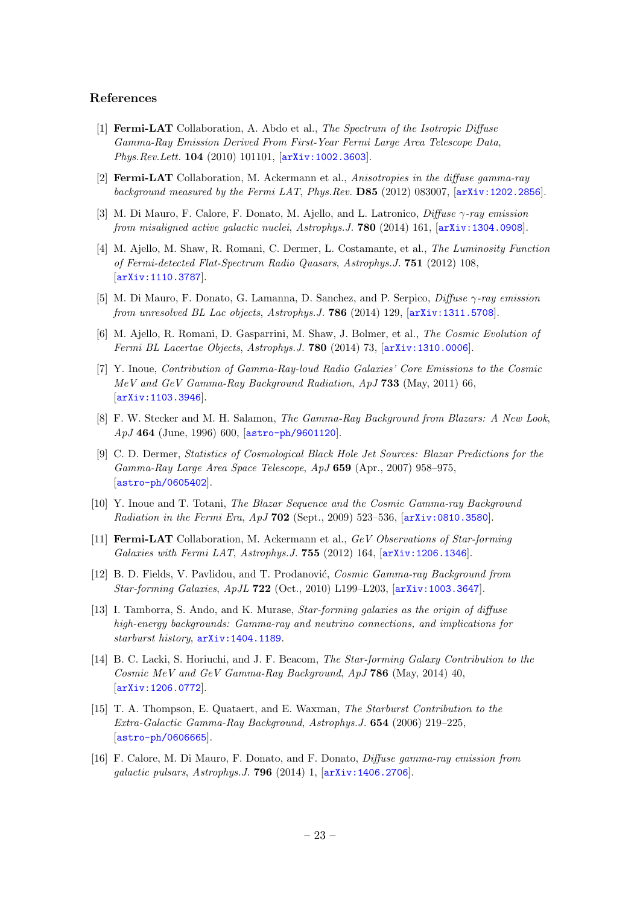## References

[1] **Fermi-LAT** Collaboration, A. Abdo et al., *The Spectrum of the Isotropic Diffuse Gamma-Ray Emission Derived From First-Year Fermi Large Area Telescope Data*, *Phys.Rev.Lett.* **104** (2010) 101101, [arXiv:1002.3603].

[2] **Fermi-LAT** Collaboration, M. Ackermann et al., *Anisotropies in the diffuse gamma-ray background measured by the Fermi LAT*, *Phys.Rev.* **D85** (2012) 083007, [arXiv:1202.2856].

[3] M. Di Mauro, F. Calore, F. Donato, M. Ajello, and L. Latronico, *Diffuse $\gamma$-ray emission from misaligned active galactic nuclei*, *Astrophys.J.* **780** (2014) 161, [arXiv:1304.0908].

[4] M. Ajello, M. Shaw, R. Romani, C. Dermer, L. Costamante, et al., *The Luminosity Function of Fermi-detected Flat-Spectrum Radio Quasars*, *Astrophys.J.* **751** (2012) 108, [arXiv:1110.3787].

[5] M. Di Mauro, F. Donato, G. Lamanna, D. Sanchez, and P. Serpico, *Diffuse $\gamma$-ray emission from unresolved BL Lac objects*, *Astrophys.J.* **786** (2014) 129, [arXiv:1311.5708].

[6] M. Ajello, R. Romani, D. Gasparrini, M. Shaw, J. Bolmer, et al., *The Cosmic Evolution of Fermi BL Lacertae Objects*, *Astrophys.J.* **780** (2014) 73, [arXiv:1310.0006].

[7] Y. Inoue, *Contribution of Gamma-Ray-loud Radio Galaxies' Core Emissions to the Cosmic MeV and GeV Gamma-Ray Background Radiation*, *ApJ* **733** (May, 2011) 66, [arXiv:1103.3946].

[8] F. W. Stecker and M. H. Salamon, *The Gamma-Ray Background from Blazars: A New Look*, *ApJ* **464** (June, 1996) 600, [astro-ph/9601120].

[9] C. D. Dermer, *Statistics of Cosmological Black Hole Jet Sources: Blazar Predictions for the Gamma-Ray Large Area Space Telescope*, *ApJ* **659** (Apr., 2007) 958–975, [astro-ph/0605402].

[10] Y. Inoue and T. Totani, *The Blazar Sequence and the Cosmic Gamma-ray Background Radiation in the Fermi Era*, *ApJ* **702** (Sept., 2009) 523–536, [arXiv:0810.3580].

[11] **Fermi-LAT** Collaboration, M. Ackermann et al., *GeV Observations of Star-forming Galaxies with Fermi LAT*, *Astrophys.J.* **755** (2012) 164, [arXiv:1206.1346].

[12] B. D. Fields, V. Pavlidou, and T. Prodanović, *Cosmic Gamma-ray Background from Star-forming Galaxies*, *ApJL* **722** (Oct., 2010) L199–L203, [arXiv:1003.3647].

[13] I. Tamborra, S. Ando, and K. Murase, *Star-forming galaxies as the origin of diffuse high-energy backgrounds: Gamma-ray and neutrino connections, and implications for starburst history*, arXiv:1404.1189.

[14] B. C. Lacki, S. Horiuchi, and J. F. Beacom, *The Star-forming Galaxy Contribution to the Cosmic MeV and GeV Gamma-Ray Background*, *ApJ* **786** (May, 2014) 40, [arXiv:1206.0772].

[15] T. A. Thompson, E. Quataert, and E. Waxman, *The Starburst Contribution to the Extra-Galactic Gamma-Ray Background*, *Astrophys.J.* **654** (2006) 219–225, [astro-ph/0606665].

[16] F. Calore, M. Di Mauro, F. Donato, and F. Donato, *Diffuse gamma-ray emission from galactic pulsars*, *Astrophys.J.* **796** (2014) 1, [arXiv:1406.2706].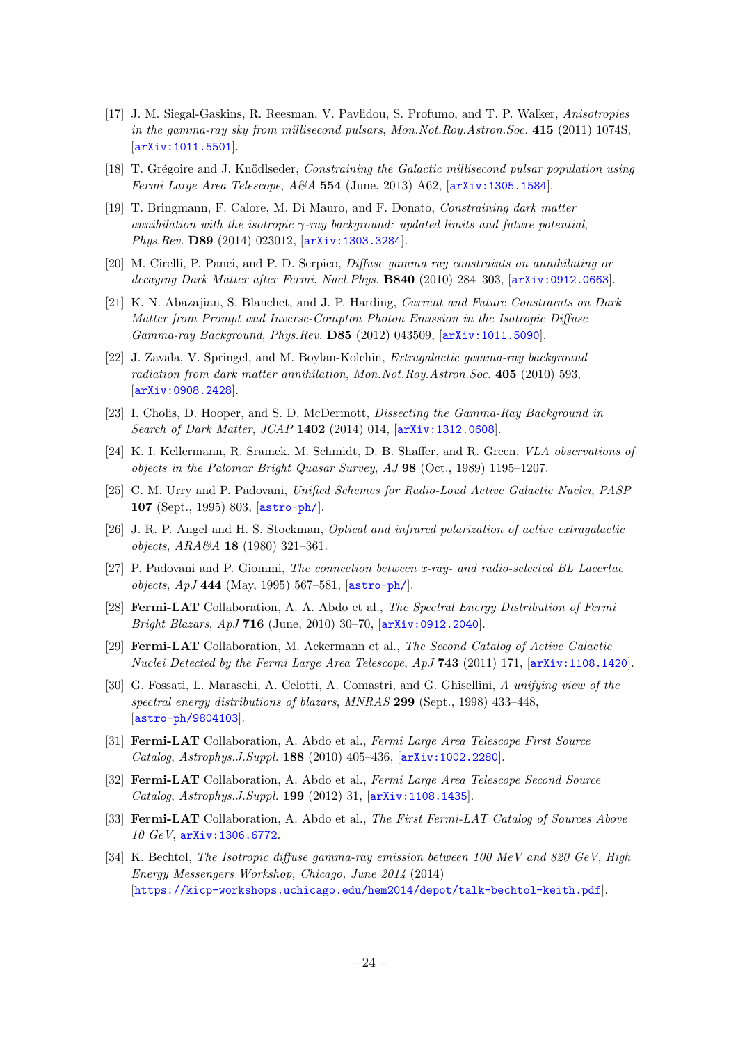[17] J. M. Siegal-Gaskins, R. Reesman, V. Pavlidou, S. Profumo, and T. P. Walker, *Anisotropies in the gamma-ray sky from millisecond pulsars*, *Mon.Not.Roy.Astron.Soc.* **415** (2011) 1074S, [arXiv:1011.5501].

[18] T. Grégoire and J. Knödlseder, *Constraining the Galactic millisecond pulsar population using Fermi Large Area Telescope*, *A&A* **554** (June, 2013) A62, [arXiv:1305.1584].

[19] T. Bringmann, F. Calore, M. Di Mauro, and F. Donato, *Constraining dark matter annihilation with the isotropic $\gamma$-ray background: updated limits and future potential*, *Phys.Rev.* **D89** (2014) 023012, [arXiv:1303.3284].

[20] M. Cirelli, P. Panci, and P. D. Serpico, *Diffuse gamma ray constraints on annihilating or decaying Dark Matter after Fermi*, *Nucl.Phys.* **B840** (2010) 284–303, [arXiv:0912.0663].

[21] K. N. Abazajian, S. Blanchet, and J. P. Harding, *Current and Future Constraints on Dark Matter from Prompt and Inverse-Compton Photon Emission in the Isotropic Diffuse Gamma-ray Background*, *Phys.Rev.* **D85** (2012) 043509, [arXiv:1011.5090].

[22] J. Zavala, V. Springel, and M. Boylan-Kolchin, *Extragalactic gamma-ray background radiation from dark matter annihilation*, *Mon.Not.Roy.Astron.Soc.* **405** (2010) 593, [arXiv:0908.2428].

[23] I. Cholis, D. Hooper, and S. D. McDermott, *Dissecting the Gamma-Ray Background in Search of Dark Matter*, *JCAP* **1402** (2014) 014, [arXiv:1312.0608].

[24] K. I. Kellermann, R. Sramek, M. Schmidt, D. B. Shaffer, and R. Green, *VLA observations of objects in the Palomar Bright Quasar Survey*, *AJ* **98** (Oct., 1989) 1195–1207.

[25] C. M. Urry and P. Padovani, *Unified Schemes for Radio-Loud Active Galactic Nuclei*, *PASP* **107** (Sept., 1995) 803, [astro-ph/].

[26] J. R. P. Angel and H. S. Stockman, *Optical and infrared polarization of active extragalactic objects*, *ARA&A* **18** (1980) 321–361.

[27] P. Padovani and P. Giommi, *The connection between x-ray- and radio-selected BL Lacertae objects*, *ApJ* **444** (May, 1995) 567–581, [astro-ph/].

[28] **Fermi-LAT** Collaboration, A. A. Abdo et al., *The Spectral Energy Distribution of Fermi Bright Blazars*, *ApJ* **716** (June, 2010) 30–70, [arXiv:0912.2040].

[29] **Fermi-LAT** Collaboration, M. Ackermann et al., *The Second Catalog of Active Galactic Nuclei Detected by the Fermi Large Area Telescope*, *ApJ* **743** (2011) 171, [arXiv:1108.1420].

[30] G. Fossati, L. Maraschi, A. Celotti, A. Comastri, and G. Ghisellini, *A unifying view of the spectral energy distributions of blazars*, *MNRAS* **299** (Sept., 1998) 433–448, [astro-ph/9804103].

[31] **Fermi-LAT** Collaboration, A. Abdo et al., *Fermi Large Area Telescope First Source Catalog*, *Astrophys.J.Suppl.* **188** (2010) 405–436, [arXiv:1002.2280].

[32] **Fermi-LAT** Collaboration, A. Abdo et al., *Fermi Large Area Telescope Second Source Catalog*, *Astrophys.J.Suppl.* **199** (2012) 31, [arXiv:1108.1435].

[33] **Fermi-LAT** Collaboration, A. Abdo et al., *The First Fermi-LAT Catalog of Sources Above 10 GeV*, arXiv:1306.6772.

[34] K. Bechtol, *The Isotropic diffuse gamma-ray emission between 100 MeV and 820 GeV*, *High Energy Messengers Workshop, Chicago, June 2014* (2014) [https://kicp-workshops.uchicago.edu/hem2014/depot/talk-bechtol-keith.pdf].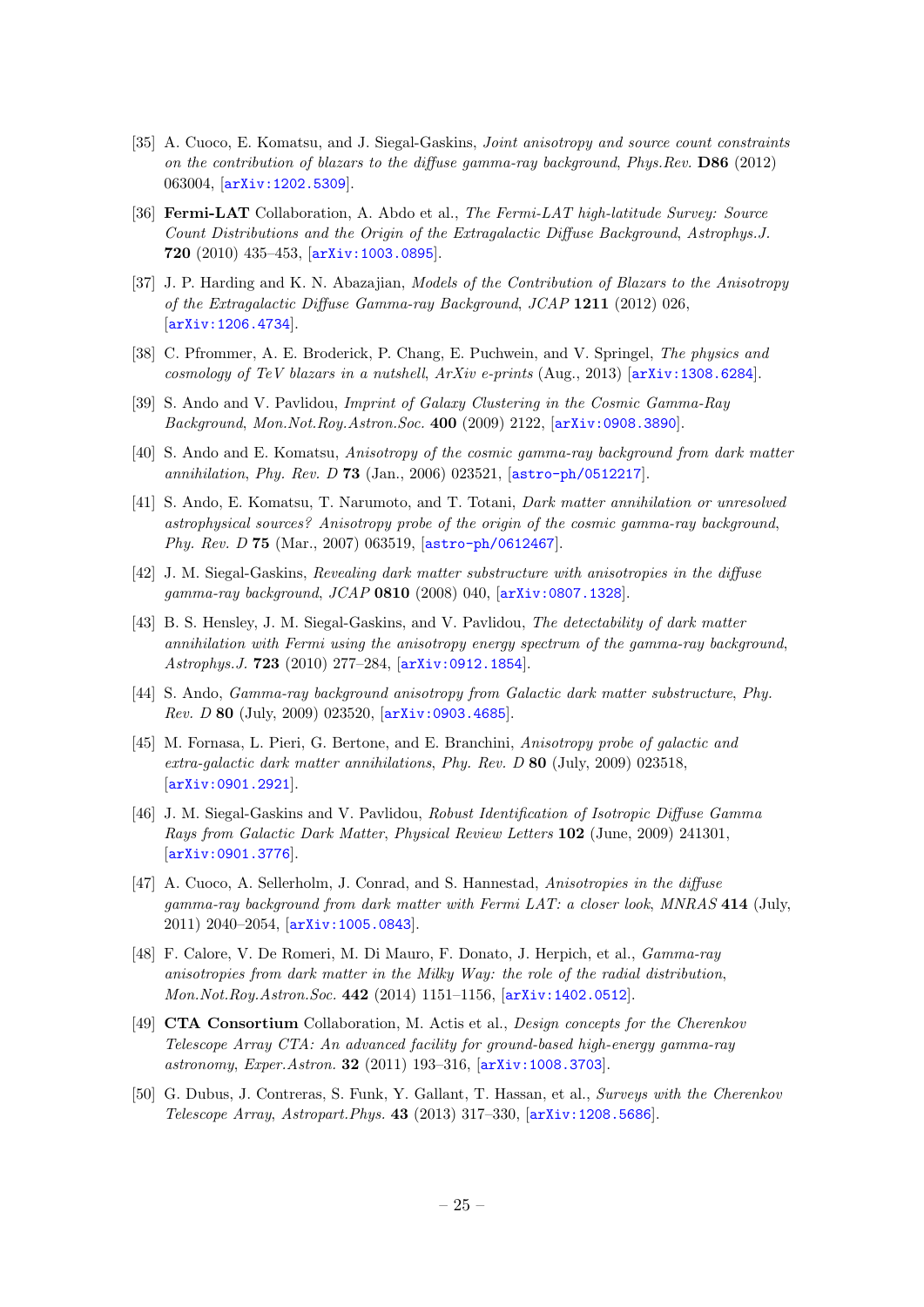[35] A. Cuoco, E. Komatsu, and J. Siegal-Gaskins, *Joint anisotropy and source count constraints on the contribution of blazars to the diffuse gamma-ray background*, *Phys.Rev.* **D86** (2012) 063004, [arXiv:1202.5309].

[36] **Fermi-LAT** Collaboration, A. Abdo et al., *The Fermi-LAT high-latitude Survey: Source Count Distributions and the Origin of the Extragalactic Diffuse Background*, *Astrophys.J.* **720** (2010) 435–453, [arXiv:1003.0895].

[37] J. P. Harding and K. N. Abazajian, *Models of the Contribution of Blazars to the Anisotropy of the Extragalactic Diffuse Gamma-ray Background*, *JCAP* **1211** (2012) 026, [arXiv:1206.4734].

[38] C. Pfrommer, A. E. Broderick, P. Chang, E. Puchwein, and V. Springel, *The physics and cosmology of TeV blazars in a nutshell*, *ArXiv e-prints* (Aug., 2013) [arXiv:1308.6284].

[39] S. Ando and V. Pavlidou, *Imprint of Galaxy Clustering in the Cosmic Gamma-Ray Background*, *Mon.Not.Roy.Astron.Soc.* **400** (2009) 2122, [arXiv:0908.3890].

[40] S. Ando and E. Komatsu, *Anisotropy of the cosmic gamma-ray background from dark matter annihilation*, *Phy. Rev. D* **73** (Jan., 2006) 023521, [astro-ph/0512217].

[41] S. Ando, E. Komatsu, T. Narumoto, and T. Totani, *Dark matter annihilation or unresolved astrophysical sources? Anisotropy probe of the origin of the cosmic gamma-ray background*, *Phy. Rev. D* **75** (Mar., 2007) 063519, [astro-ph/0612467].

[42] J. M. Siegal-Gaskins, *Revealing dark matter substructure with anisotropies in the diffuse gamma-ray background*, *JCAP* **0810** (2008) 040, [arXiv:0807.1328].

[43] B. S. Hensley, J. M. Siegal-Gaskins, and V. Pavlidou, *The detectability of dark matter annihilation with Fermi using the anisotropy energy spectrum of the gamma-ray background*, *Astrophys.J.* **723** (2010) 277–284, [arXiv:0912.1854].

[44] S. Ando, *Gamma-ray background anisotropy from Galactic dark matter substructure*, *Phy. Rev. D* **80** (July, 2009) 023520, [arXiv:0903.4685].

[45] M. Fornasa, L. Pieri, G. Bertone, and E. Branchini, *Anisotropy probe of galactic and extra-galactic dark matter annihilations*, *Phy. Rev. D* **80** (July, 2009) 023518, [arXiv:0901.2921].

[46] J. M. Siegal-Gaskins and V. Pavlidou, *Robust Identification of Isotropic Diffuse Gamma Rays from Galactic Dark Matter*, *Physical Review Letters* **102** (June, 2009) 241301, [arXiv:0901.3776].

[47] A. Cuoco, A. Sellerholm, J. Conrad, and S. Hannestad, *Anisotropies in the diffuse gamma-ray background from dark matter with Fermi LAT: a closer look*, *MNRAS* **414** (July, 2011) 2040–2054, [arXiv:1005.0843].

[48] F. Calore, V. De Romeri, M. Di Mauro, F. Donato, J. Herpich, et al., *Gamma-ray anisotropies from dark matter in the Milky Way: the role of the radial distribution*, *Mon.Not.Roy.Astron.Soc.* **442** (2014) 1151–1156, [arXiv:1402.0512].

[49] **CTA Consortium** Collaboration, M. Actis et al., *Design concepts for the Cherenkov Telescope Array CTA: An advanced facility for ground-based high-energy gamma-ray astronomy*, *Exper.Astron.* **32** (2011) 193–316, [arXiv:1008.3703].

[50] G. Dubus, J. Contreras, S. Funk, Y. Gallant, T. Hassan, et al., *Surveys with the Cherenkov Telescope Array*, *Astropart.Phys.* **43** (2013) 317–330, [arXiv:1208.5686].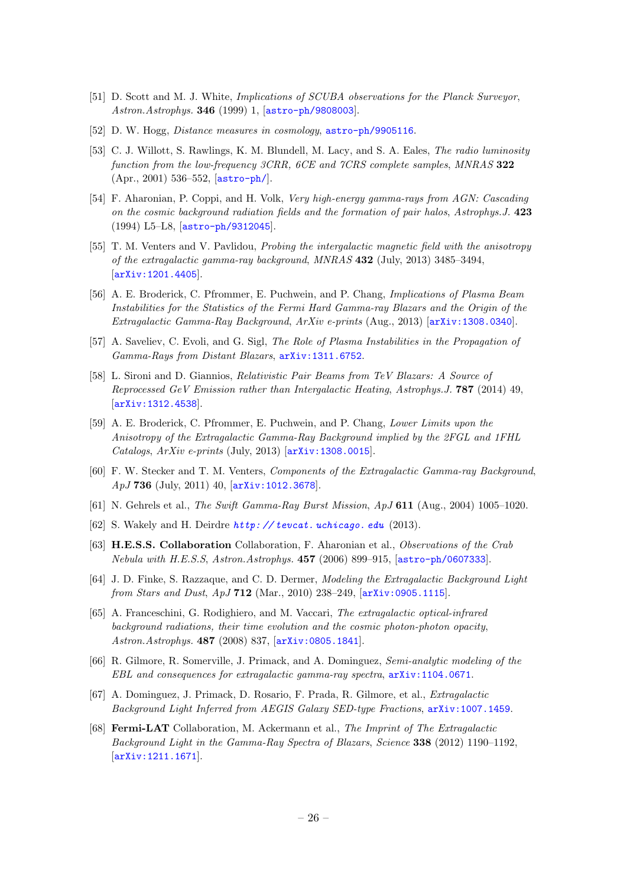[51] D. Scott and M. J. White, *Implications of SCUBA observations for the Planck Surveyor*, *Astron.Astrophys.* **346** (1999) 1, [astro-ph/9808003].

[52] D. W. Hogg, *Distance measures in cosmology*, astro-ph/9905116.

[53] C. J. Willott, S. Rawlings, K. M. Blundell, M. Lacy, and S. A. Eales, *The radio luminosity function from the low-frequency 3CRR, 6CE and 7CRS complete samples*, *MNRAS* **322** (Apr., 2001) 536–552, [astro-ph/].

[54] F. Aharonian, P. Coppi, and H. Volk, *Very high-energy gamma-rays from AGN: Cascading on the cosmic background radiation fields and the formation of pair halos*, *Astrophys.J.* **423** (1994) L5–L8, [astro-ph/9312045].

[55] T. M. Venters and V. Pavlidou, *Probing the intergalactic magnetic field with the anisotropy of the extragalactic gamma-ray background*, *MNRAS* **432** (July, 2013) 3485–3494, [arXiv:1201.4405].

[56] A. E. Broderick, C. Pfrommer, E. Puchwein, and P. Chang, *Implications of Plasma Beam Instabilities for the Statistics of the Fermi Hard Gamma-ray Blazars and the Origin of the Extragalactic Gamma-Ray Background*, *ArXiv e-prints* (Aug., 2013) [arXiv:1308.0340].

[57] A. Saveliev, C. Evoli, and G. Sigl, *The Role of Plasma Instabilities in the Propagation of Gamma-Rays from Distant Blazars*, arXiv:1311.6752.

[58] L. Sironi and D. Giannios, *Relativistic Pair Beams from TeV Blazars: A Source of Reprocessed GeV Emission rather than Intergalactic Heating*, *Astrophys.J.* **787** (2014) 49, [arXiv:1312.4538].

[59] A. E. Broderick, C. Pfrommer, E. Puchwein, and P. Chang, *Lower Limits upon the Anisotropy of the Extragalactic Gamma-Ray Background implied by the 2FGL and 1FHL Catalogs*, *ArXiv e-prints* (July, 2013) [arXiv:1308.0015].

[60] F. W. Stecker and T. M. Venters, *Components of the Extragalactic Gamma-ray Background*, *ApJ* **736** (July, 2011) 40, [arXiv:1012.3678].

[61] N. Gehrels et al., *The Swift Gamma-Ray Burst Mission*, *ApJ* **611** (Aug., 2004) 1005–1020.

[62] S. Wakely and H. Deirdre *http://tevcat.uchicago.edu* (2013).

[63] **H.E.S.S. Collaboration** Collaboration, F. Aharonian et al., *Observations of the Crab Nebula with H.E.S.S*, *Astron.Astrophys.* **457** (2006) 899–915, [astro-ph/0607333].

[64] J. D. Finke, S. Razzaque, and C. D. Dermer, *Modeling the Extragalactic Background Light from Stars and Dust*, *ApJ* **712** (Mar., 2010) 238–249, [arXiv:0905.1115].

[65] A. Franceschini, G. Rodighiero, and M. Vaccari, *The extragalactic optical-infrared background radiations, their time evolution and the cosmic photon-photon opacity*, *Astron.Astrophys.* **487** (2008) 837, [arXiv:0805.1841].

[66] R. Gilmore, R. Somerville, J. Primack, and A. Dominguez, *Semi-analytic modeling of the EBL and consequences for extragalactic gamma-ray spectra*, arXiv:1104.0671.

[67] A. Dominguez, J. Primack, D. Rosario, F. Prada, R. Gilmore, et al., *Extragalactic Background Light Inferred from AEGIS Galaxy SED-type Fractions*, arXiv:1007.1459.

[68] **Fermi-LAT** Collaboration, M. Ackermann et al., *The Imprint of The Extragalactic Background Light in the Gamma-Ray Spectra of Blazars*, *Science* **338** (2012) 1190–1192, [arXiv:1211.1671].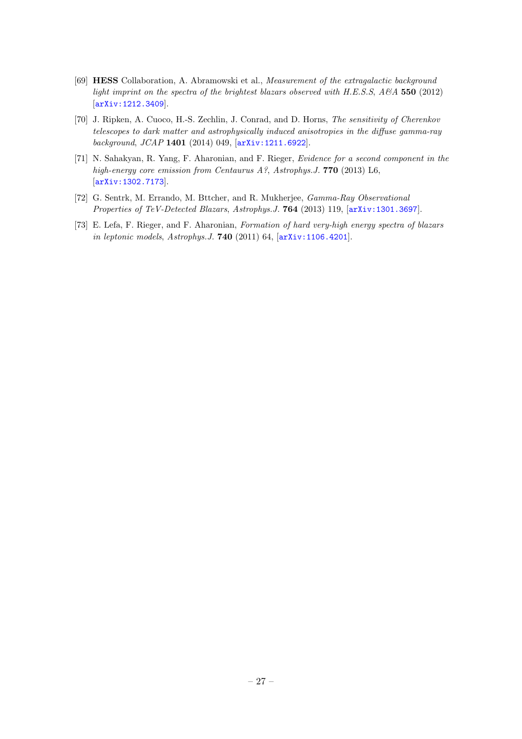[69] **HESS** Collaboration, A. Abramowski et al., *Measurement of the extragalactic background light imprint on the spectra of the brightest blazars observed with H.E.S.S*, *A&A* **550** (2012) [arXiv:1212.3409].

[70] J. Ripken, A. Cuoco, H.-S. Zechlin, J. Conrad, and D. Horns, *The sensitivity of Cherenkov telescopes to dark matter and astrophysically induced anisotropies in the diffuse gamma-ray background*, *JCAP* **1401** (2014) 049, [arXiv:1211.6922].

[71] N. Sahakyan, R. Yang, F. Aharonian, and F. Rieger, *Evidence for a second component in the high-energy core emission from Centaurus A?*, *Astrophys.J.* **770** (2013) L6, [arXiv:1302.7173].

[72] G. Sentrk, M. Errando, M. Bttcher, and R. Mukherjee, *Gamma-Ray Observational Properties of TeV-Detected Blazars*, *Astrophys.J.* **764** (2013) 119, [arXiv:1301.3697].

[73] E. Lefa, F. Rieger, and F. Aharonian, *Formation of hard very-high energy spectra of blazars in leptonic models*, *Astrophys.J.* **740** (2011) 64, [arXiv:1106.4201].